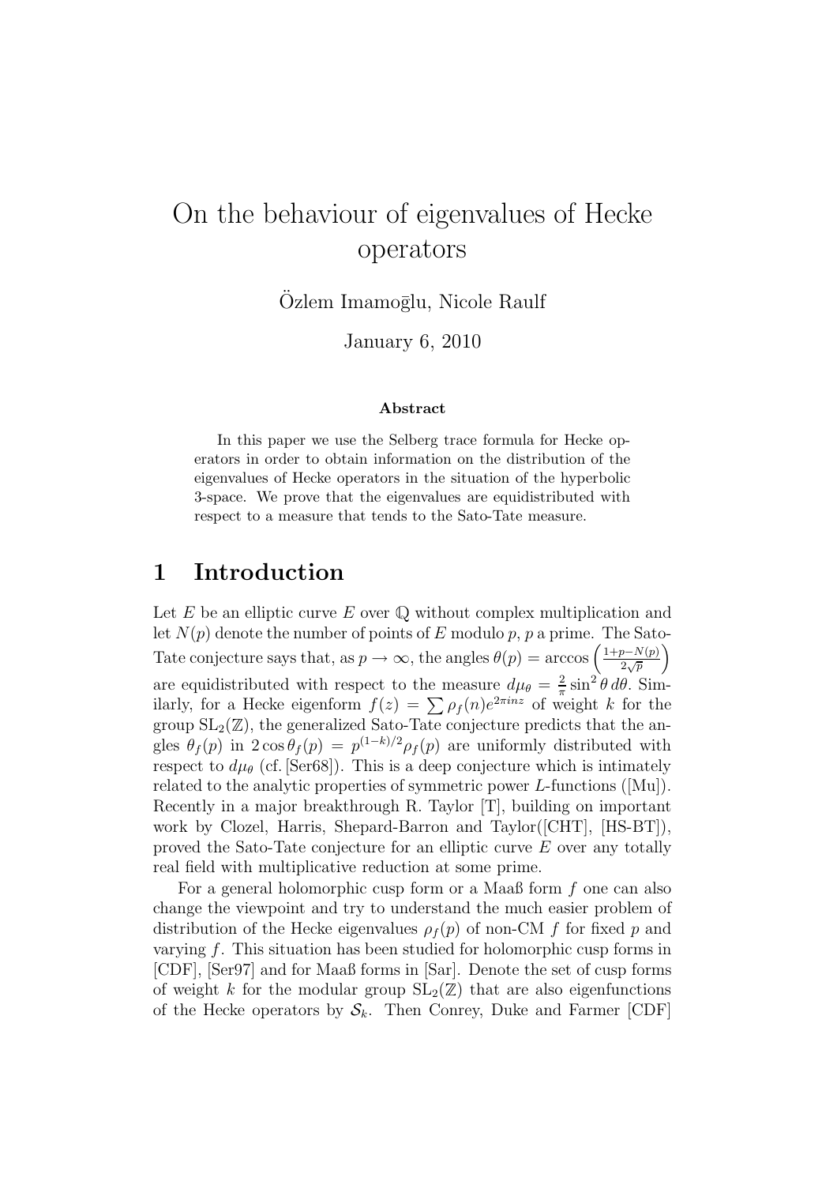# On the behaviour of eigenvalues of Hecke operators

Özlem Imamoḡlu, Nicole Raulf

January 6, 2010

### Abstract

In this paper we use the Selberg trace formula for Hecke operators in order to obtain information on the distribution of the eigenvalues of Hecke operators in the situation of the hyperbolic 3-space. We prove that the eigenvalues are equidistributed with respect to a measure that tends to the Sato-Tate measure.

## 1 Introduction

Let $E$ be an elliptic curve $E$ over $\mathbb{Q}$ without complex multiplication and let $N(p)$ denote the number of points of $E$ modulo $p$, $p$ a prime. The Sato-Tate conjecture says that, as $p \to \infty$, the angles $\theta(p) = \arccos\left(\frac{1+p-N(p)}{2\sqrt{p}}\right)$ are equidistributed with respect to the measure $d\mu_\theta = \frac{2}{\pi}\sin^2\theta\, d\theta$. Similarly, for a Hecke eigenform $f(z) = \sum \rho_f(n)e^{2\pi inz}$ of weight $k$ for the group $\mathrm{SL}_2(\mathbb{Z})$, the generalized Sato-Tate conjecture predicts that the angles $\theta_f(p)$ in $2\cos\theta_f(p) = p^{(1-k)/2}\rho_f(p)$ are uniformly distributed with respect to $d\mu_\theta$ (cf. [Ser68]). This is a deep conjecture which is intimately related to the analytic properties of symmetric power $L$-functions ([Mu]). Recently in a major breakthrough R. Taylor [T], building on important work by Clozel, Harris, Shepard-Barron and Taylor([CHT], [HS-BT]), proved the Sato-Tate conjecture for an elliptic curve $E$ over any totally real field with multiplicative reduction at some prime.

For a general holomorphic cusp form or a Maaß form $f$ one can also change the viewpoint and try to understand the much easier problem of distribution of the Hecke eigenvalues $\rho_f(p)$ of non-CM $f$ for fixed $p$ and varying $f$. This situation has been studied for holomorphic cusp forms in [CDF], [Ser97] and for Maaß forms in [Sar]. Denote the set of cusp forms of weight $k$ for the modular group $\mathrm{SL}_2(\mathbb{Z})$ that are also eigenfunctions of the Hecke operators by $\mathcal{S}_k$. Then Conrey, Duke and Farmer [CDF]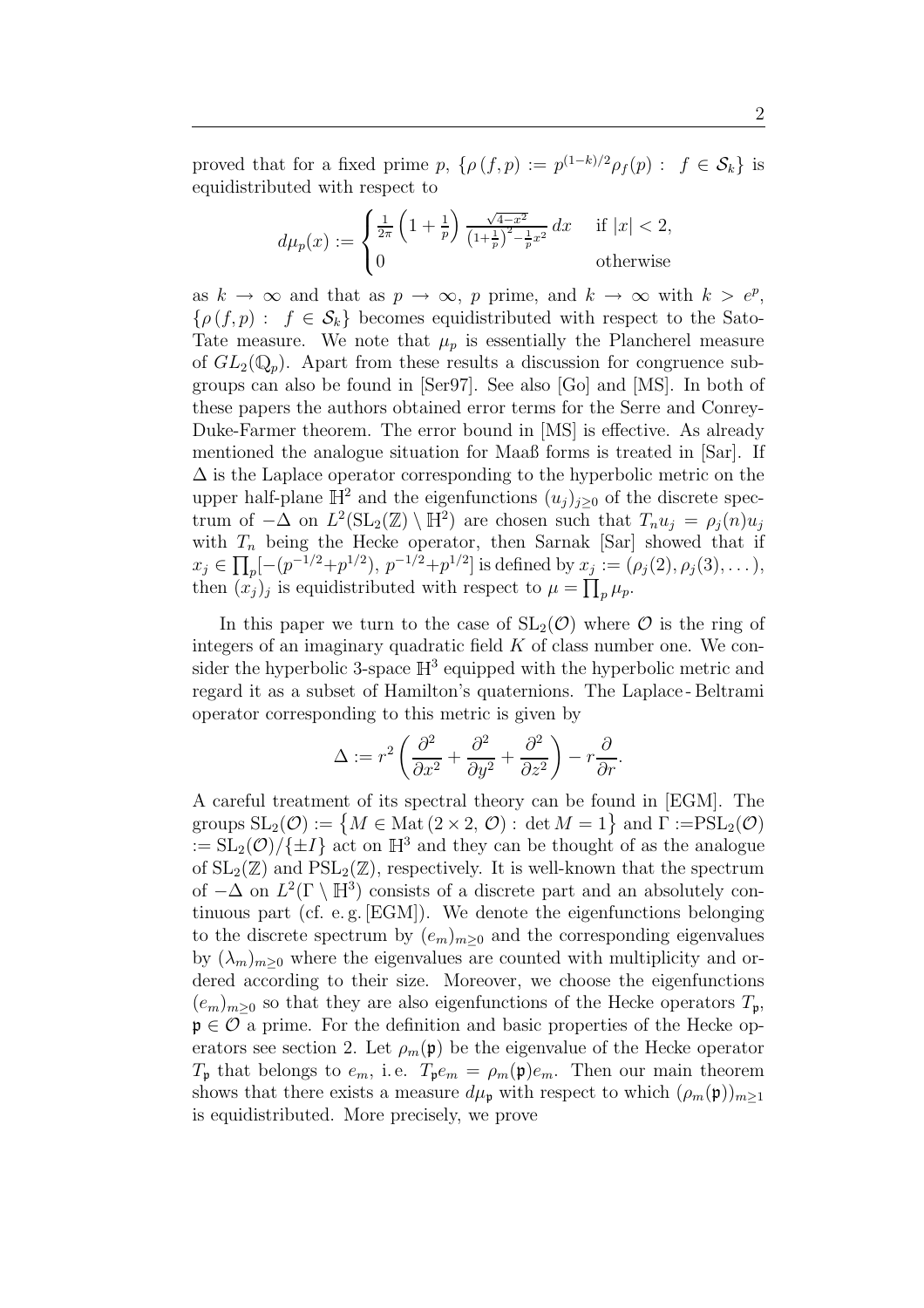proved that for a fixed prime $p$, $\{\rho(f,p) := p^{(1-k)/2}\rho_f(p) : \ f \in \mathcal{S}_k\}$ is equidistributed with respect to

$$d\mu_p(x) := \begin{cases} \frac{1}{2\pi}\left(1+\frac{1}{p}\right)\frac{\sqrt{4-x^2}}{\left(1+\frac{1}{p}\right)^2-\frac{1}{p}x^2}\,dx & \text{if } |x|<2, \\ 0 & \text{otherwise} \end{cases}$$

as $k \to \infty$ and that as $p \to \infty$, $p$ prime, and $k \to \infty$ with $k > e^p$, $\{\rho(f,p) : \ f \in \mathcal{S}_k\}$ becomes equidistributed with respect to the Sato-Tate measure. We note that $\mu_p$ is essentially the Plancherel measure of $GL_2(\mathbb{Q}_p)$. Apart from these results a discussion for congruence subgroups can also be found in [Ser97]. See also [Go] and [MS]. In both of these papers the authors obtained error terms for the Serre and Conrey-Duke-Farmer theorem. The error bound in [MS] is effective. As already mentioned the analogue situation for Maaß forms is treated in [Sar]. If $\Delta$ is the Laplace operator corresponding to the hyperbolic metric on the upper half-plane $\mathbb{H}^2$ and the eigenfunctions $(u_j)_{j\geq 0}$ of the discrete spectrum of $-\Delta$ on $L^2(\mathrm{SL}_2(\mathbb{Z}) \setminus \mathbb{H}^2)$ are chosen such that $T_n u_j = \rho_j(n) u_j$ with $T_n$ being the Hecke operator, then Sarnak [Sar] showed that if $x_j \in \prod_p [-(p^{-1/2}+p^{1/2}),\ p^{-1/2}+p^{1/2}]$ is defined by $x_j := (\rho_j(2), \rho_j(3), \dots)$, then $(x_j)_j$ is equidistributed with respect to $\mu = \prod_p \mu_p$.

In this paper we turn to the case of $\mathrm{SL}_2(\mathcal{O})$ where $\mathcal{O}$ is the ring of integers of an imaginary quadratic field $K$ of class number one. We consider the hyperbolic 3-space $\mathbb{H}^3$ equipped with the hyperbolic metric and regard it as a subset of Hamilton's quaternions. The Laplace - Beltrami operator corresponding to this metric is given by

$$\Delta := r^2\left(\frac{\partial^2}{\partial x^2}+\frac{\partial^2}{\partial y^2}+\frac{\partial^2}{\partial z^2}\right) - r\frac{\partial}{\partial r}.$$

A careful treatment of its spectral theory can be found in [EGM]. The groups $\mathrm{SL}_2(\mathcal{O}) := \{M \in \mathrm{Mat}\,(2\times 2,\ \mathcal{O}) : \ \det M = 1\}$ and $\Gamma := \mathrm{PSL}_2(\mathcal{O}) := \mathrm{SL}_2(\mathcal{O})/\{\pm I\}$ act on $\mathbb{H}^3$ and they can be thought of as the analogue of $\mathrm{SL}_2(\mathbb{Z})$ and $\mathrm{PSL}_2(\mathbb{Z})$, respectively. It is well-known that the spectrum of $-\Delta$ on $L^2(\Gamma \setminus \mathbb{H}^3)$ consists of a discrete part and an absolutely continuous part (cf. e. g. [EGM]). We denote the eigenfunctions belonging to the discrete spectrum by $(e_m)_{m\geq 0}$ and the corresponding eigenvalues by $(\lambda_m)_{m\geq 0}$ where the eigenvalues are counted with multiplicity and ordered according to their size. Moreover, we choose the eigenfunctions $(e_m)_{m\geq 0}$ so that they are also eigenfunctions of the Hecke operators $T_{\mathfrak{p}}$, $\mathfrak{p} \in \mathcal{O}$ a prime. For the definition and basic properties of the Hecke operators see section 2. Let $\rho_m(\mathfrak{p})$ be the eigenvalue of the Hecke operator $T_{\mathfrak{p}}$ that belongs to $e_m$, i. e. $T_{\mathfrak{p}} e_m = \rho_m(\mathfrak{p}) e_m$. Then our main theorem shows that there exists a measure $d\mu_{\mathfrak{p}}$ with respect to which $(\rho_m(\mathfrak{p}))_{m\geq 1}$ is equidistributed. More precisely, we prove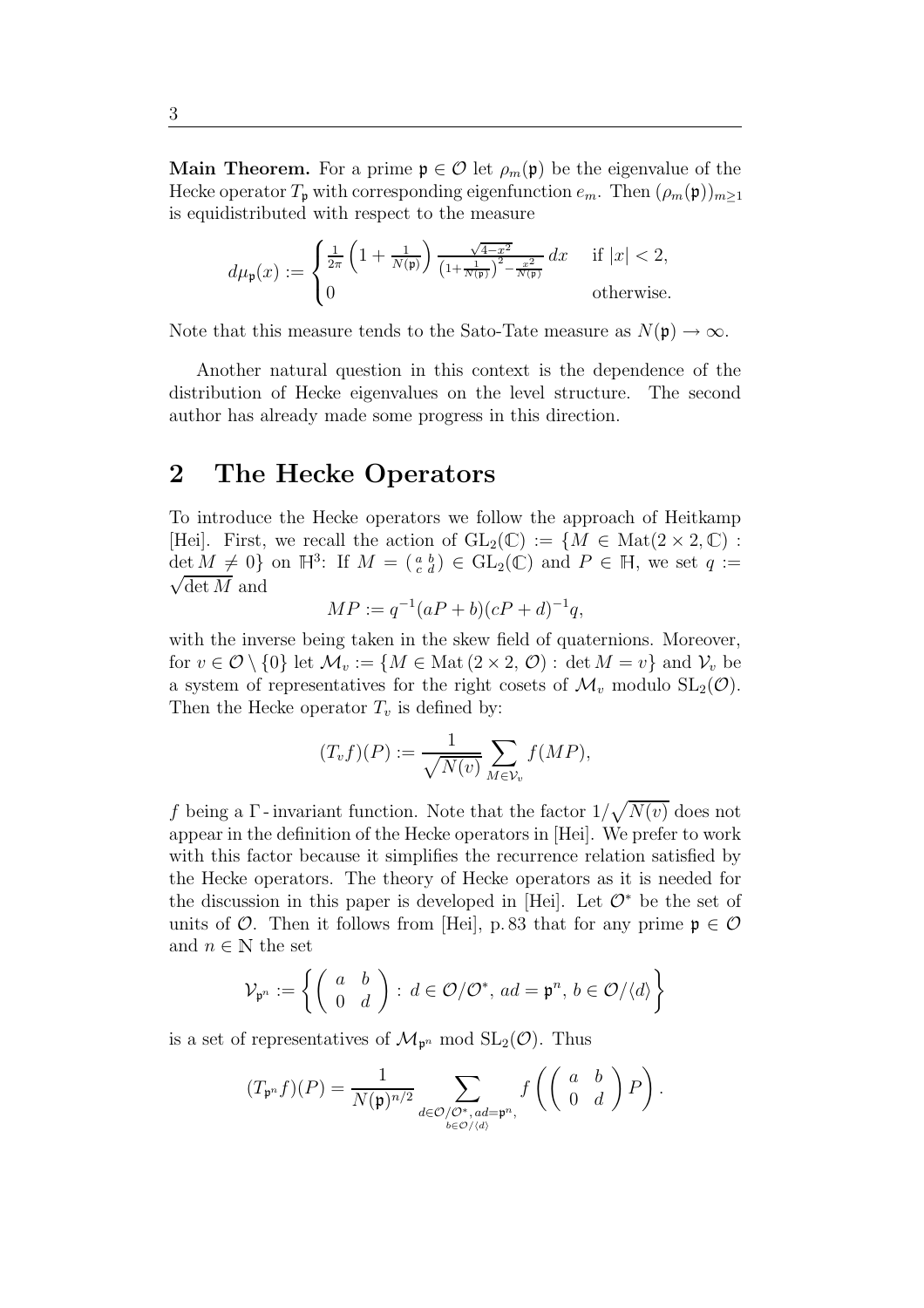**Main Theorem.** For a prime $\mathfrak{p} \in \mathcal{O}$ let $\rho_m(\mathfrak{p})$ be the eigenvalue of the Hecke operator $T_\mathfrak{p}$ with corresponding eigenfunction $e_m$. Then $(\rho_m(\mathfrak{p}))_{m\geq 1}$ is equidistributed with respect to the measure

$$d\mu_\mathfrak{p}(x) := \begin{cases} \frac{1}{2\pi}\left(1+\frac{1}{N(\mathfrak{p})}\right)\frac{\sqrt{4-x^2}}{\left(1+\frac{1}{N(\mathfrak{p})}\right)^2-\frac{x^2}{N(\mathfrak{p})}}\,dx & \text{if } |x|<2, \\ 0 & \text{otherwise.} \end{cases}$$

Note that this measure tends to the Sato-Tate measure as $N(\mathfrak{p}) \to \infty$.

Another natural question in this context is the dependence of the distribution of Hecke eigenvalues on the level structure. The second author has already made some progress in this direction.

## 2 The Hecke Operators

To introduce the Hecke operators we follow the approach of Heitkamp [Hei]. First, we recall the action of $\mathrm{GL}_2(\mathbb{C}) := \{M \in \mathrm{Mat}(2\times 2, \mathbb{C}) : \det M \neq 0\}$ on $\mathbb{H}^3$: If $M = \left(\begin{smallmatrix} a & b \\ c & d \end{smallmatrix}\right) \in \mathrm{GL}_2(\mathbb{C})$ and $P \in \mathbb{H}$, we set $q := \sqrt{\det M}$ and

$$MP := q^{-1}(aP+b)(cP+d)^{-1}q,$$

with the inverse being taken in the skew field of quaternions. Moreover, for $v \in \mathcal{O}\setminus\{0\}$ let $\mathcal{M}_v := \{M \in \mathrm{Mat}\,(2\times 2, \mathcal{O}) : \det M = v\}$ and $\mathcal{V}_v$ be a system of representatives for the right cosets of $\mathcal{M}_v$ modulo $\mathrm{SL}_2(\mathcal{O})$. Then the Hecke operator $T_v$ is defined by:

$$(T_v f)(P) := \frac{1}{\sqrt{N(v)}} \sum_{M\in\mathcal{V}_v} f(MP),$$

$f$ being a $\Gamma$-invariant function. Note that the factor $1/\sqrt{N(v)}$ does not appear in the definition of the Hecke operators in [Hei]. We prefer to work with this factor because it simplifies the recurrence relation satisfied by the Hecke operators. The theory of Hecke operators as it is needed for the discussion in this paper is developed in [Hei]. Let $\mathcal{O}^*$ be the set of units of $\mathcal{O}$. Then it follows from [Hei], p. 83 that for any prime $\mathfrak{p} \in \mathcal{O}$ and $n \in \mathbb{N}$ the set

$$\mathcal{V}_{\mathfrak{p}^n} := \left\{ \begin{pmatrix} a & b \\ 0 & d \end{pmatrix} : \, d \in \mathcal{O}/\mathcal{O}^*,\, ad = \mathfrak{p}^n,\, b \in \mathcal{O}/\langle d\rangle \right\}$$

is a set of representatives of $\mathcal{M}_{\mathfrak{p}^n} \bmod \mathrm{SL}_2(\mathcal{O})$. Thus

$$(T_{\mathfrak{p}^n} f)(P) = \frac{1}{N(\mathfrak{p})^{n/2}} \sum_{\substack{d\in\mathcal{O}/\mathcal{O}^*,\, ad=\mathfrak{p}^n, \\ b\in\mathcal{O}/\langle d\rangle}} f\left(\begin{pmatrix} a & b \\ 0 & d \end{pmatrix} P\right).$$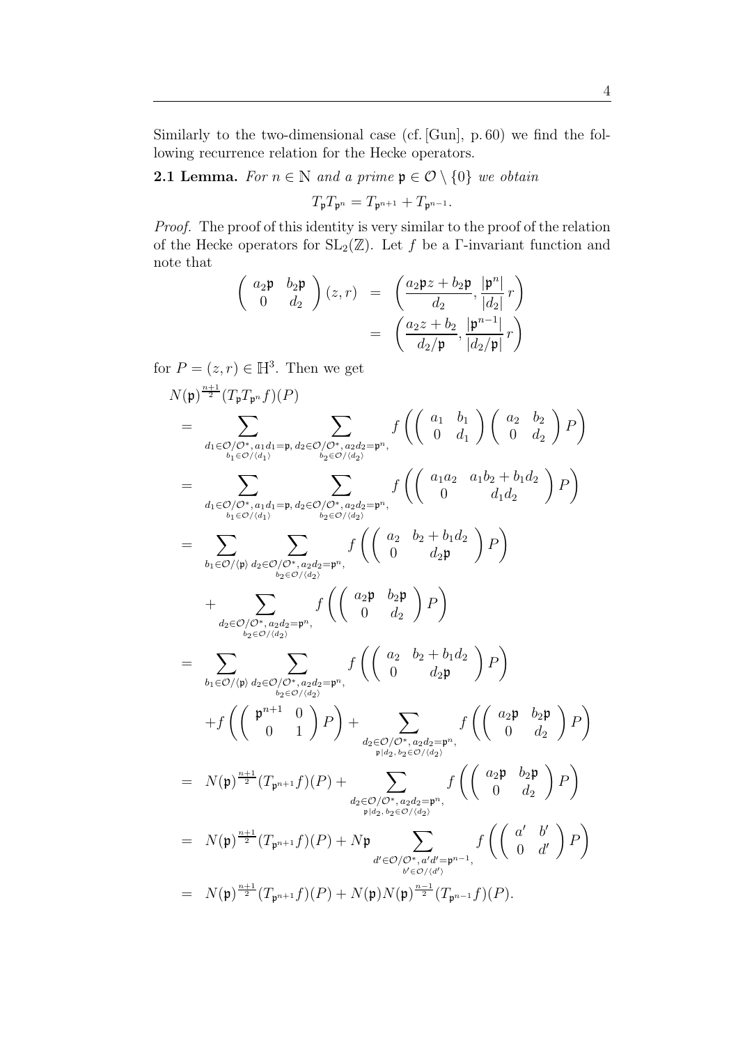Similarly to the two-dimensional case (cf. [Gun], p. 60) we find the following recurrence relation for the Hecke operators.

**2.1 Lemma.** *For $n \in \mathbb{N}$ and a prime $\mathfrak{p} \in \mathcal{O} \setminus \{0\}$ we obtain*

$$T_{\mathfrak{p}} T_{\mathfrak{p}^n} = T_{\mathfrak{p}^{n+1}} + T_{\mathfrak{p}^{n-1}}.$$

*Proof.* The proof of this identity is very similar to the proof of the relation of the Hecke operators for $\mathrm{SL}_2(\mathbb{Z})$. Let $f$ be a $\Gamma$-invariant function and note that

$$\begin{aligned}
\begin{pmatrix} a_2\mathfrak{p} & b_2\mathfrak{p} \\ 0 & d_2 \end{pmatrix}(z,r) &= \left( \frac{a_2\mathfrak{p} z + b_2 \mathfrak{p}}{d_2}, \frac{|\mathfrak{p}^n|}{|d_2|} r \right) \\
&= \left( \frac{a_2 z + b_2}{d_2/\mathfrak{p}}, \frac{|\mathfrak{p}^{n-1}|}{|d_2/\mathfrak{p}|} r \right)
\end{aligned}$$

for $P = (z,r) \in \mathbb{H}^3$. Then we get

$$\begin{aligned}
& N(\mathfrak{p})^{\frac{n+1}{2}} (T_{\mathfrak{p}} T_{\mathfrak{p}^n} f)(P) \\
&= \sum_{\substack{d_1 \in \mathcal{O}/\mathcal{O}^*,\, a_1 d_1 = \mathfrak{p}, \\ b_1 \in \mathcal{O}/\langle d_1 \rangle}} \; \sum_{\substack{d_2 \in \mathcal{O}/\mathcal{O}^*,\, a_2 d_2 = \mathfrak{p}^n, \\ b_2 \in \mathcal{O}/\langle d_2 \rangle}} f\left( \begin{pmatrix} a_1 & b_1 \\ 0 & d_1 \end{pmatrix} \begin{pmatrix} a_2 & b_2 \\ 0 & d_2 \end{pmatrix} P \right) \\
&= \sum_{\substack{d_1 \in \mathcal{O}/\mathcal{O}^*,\, a_1 d_1 = \mathfrak{p}, \\ b_1 \in \mathcal{O}/\langle d_1 \rangle}} \; \sum_{\substack{d_2 \in \mathcal{O}/\mathcal{O}^*,\, a_2 d_2 = \mathfrak{p}^n, \\ b_2 \in \mathcal{O}/\langle d_2 \rangle}} f\left( \begin{pmatrix} a_1 a_2 & a_1 b_2 + b_1 d_2 \\ 0 & d_1 d_2 \end{pmatrix} P \right) \\
&= \sum_{b_1 \in \mathcal{O}/\langle \mathfrak{p} \rangle} \; \sum_{\substack{d_2 \in \mathcal{O}/\mathcal{O}^*,\, a_2 d_2 = \mathfrak{p}^n, \\ b_2 \in \mathcal{O}/\langle d_2 \rangle}} f\left( \begin{pmatrix} a_2 & b_2 + b_1 d_2 \\ 0 & d_2 \mathfrak{p} \end{pmatrix} P \right) \\
&\quad + \sum_{\substack{d_2 \in \mathcal{O}/\mathcal{O}^*,\, a_2 d_2 = \mathfrak{p}^n, \\ b_2 \in \mathcal{O}/\langle d_2 \rangle}} f\left( \begin{pmatrix} a_2\mathfrak{p} & b_2\mathfrak{p} \\ 0 & d_2 \end{pmatrix} P \right) \\
&= \sum_{b_1 \in \mathcal{O}/\langle \mathfrak{p} \rangle} \; \sum_{\substack{d_2 \in \mathcal{O}/\mathcal{O}^*,\, a_2 d_2 = \mathfrak{p}^n, \\ b_2 \in \mathcal{O}/\langle d_2 \rangle}} f\left( \begin{pmatrix} a_2 & b_2 + b_1 d_2 \\ 0 & d_2 \mathfrak{p} \end{pmatrix} P \right) \\
&\quad + f\left( \begin{pmatrix} \mathfrak{p}^{n+1} & 0 \\ 0 & 1 \end{pmatrix} P \right) + \sum_{\substack{d_2 \in \mathcal{O}/\mathcal{O}^*,\, a_2 d_2 = \mathfrak{p}^n, \\ \mathfrak{p} | d_2,\, b_2 \in \mathcal{O}/\langle d_2 \rangle}} f\left( \begin{pmatrix} a_2\mathfrak{p} & b_2\mathfrak{p} \\ 0 & d_2 \end{pmatrix} P \right) \\
&= N(\mathfrak{p})^{\frac{n+1}{2}} (T_{\mathfrak{p}^{n+1}} f)(P) + \sum_{\substack{d_2 \in \mathcal{O}/\mathcal{O}^*,\, a_2 d_2 = \mathfrak{p}^n, \\ \mathfrak{p} | d_2,\, b_2 \in \mathcal{O}/\langle d_2 \rangle}} f\left( \begin{pmatrix} a_2\mathfrak{p} & b_2\mathfrak{p} \\ 0 & d_2 \end{pmatrix} P \right) \\
&= N(\mathfrak{p})^{\frac{n+1}{2}} (T_{\mathfrak{p}^{n+1}} f)(P) + N\mathfrak{p} \sum_{\substack{d' \in \mathcal{O}/\mathcal{O}^*,\, a' d' = \mathfrak{p}^{n-1}, \\ b' \in \mathcal{O}/\langle d' \rangle}} f\left( \begin{pmatrix} a' & b' \\ 0 & d' \end{pmatrix} P \right) \\
&= N(\mathfrak{p})^{\frac{n+1}{2}} (T_{\mathfrak{p}^{n+1}} f)(P) + N(\mathfrak{p}) N(\mathfrak{p})^{\frac{n-1}{2}} (T_{\mathfrak{p}^{n-1}} f)(P).
\end{aligned}$$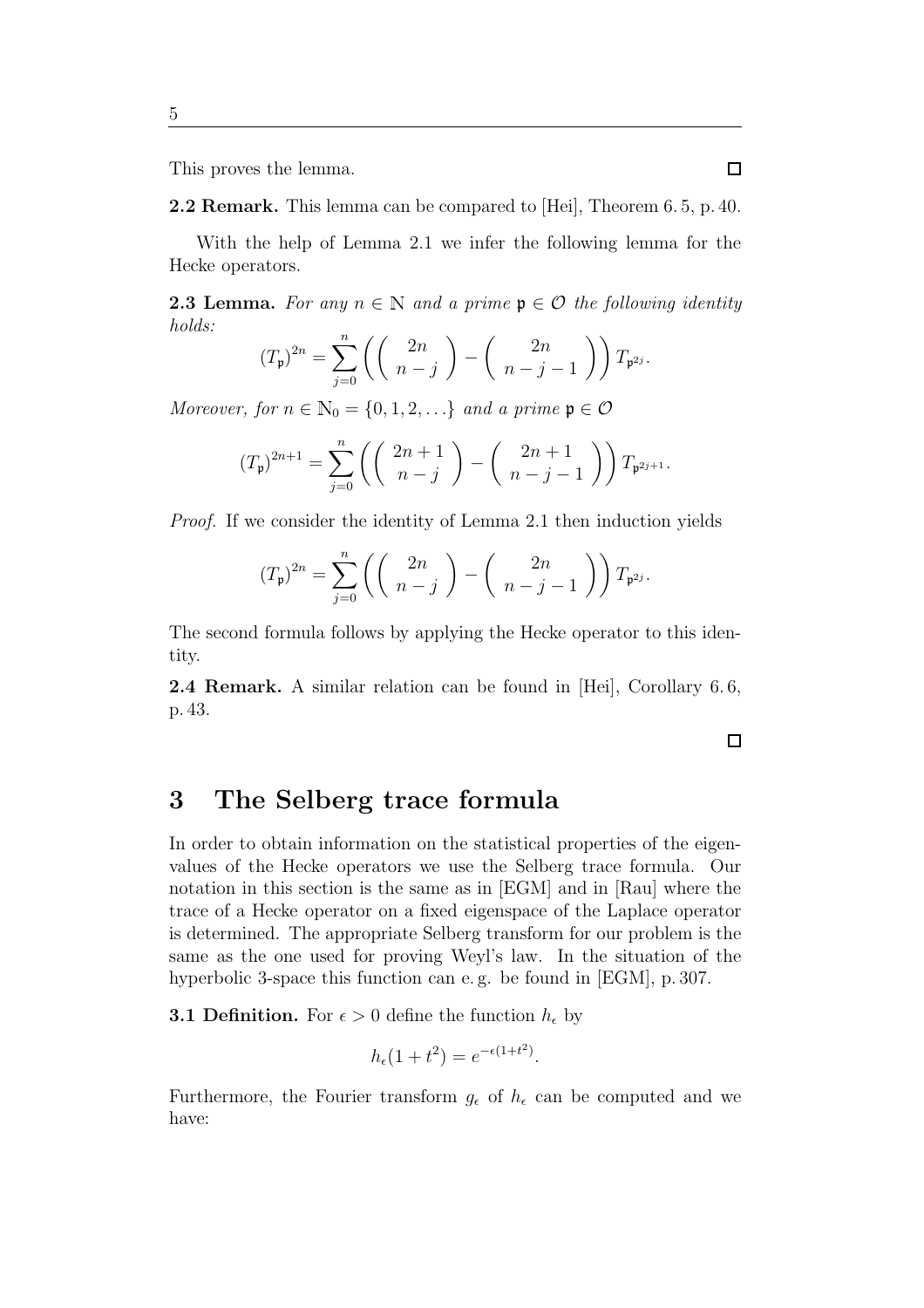This proves the lemma. □

**2.2 Remark.** This lemma can be compared to [Hei], Theorem 6. 5, p. 40.

With the help of Lemma 2.1 we infer the following lemma for the Hecke operators.

**2.3 Lemma.** *For any $n \in \mathbb{N}$ and a prime $\mathfrak{p} \in \mathcal{O}$ the following identity holds:*

$$(T_{\mathfrak{p}})^{2n} = \sum_{j=0}^{n} \left( \binom{2n}{n-j} - \binom{2n}{n-j-1} \right) T_{\mathfrak{p}^{2j}}.$$

*Moreover, for $n \in \mathbb{N}_0 = \{0, 1, 2, \ldots\}$ and a prime $\mathfrak{p} \in \mathcal{O}$*

$$(T_{\mathfrak{p}})^{2n+1} = \sum_{j=0}^{n} \left( \binom{2n+1}{n-j} - \binom{2n+1}{n-j-1} \right) T_{\mathfrak{p}^{2j+1}}.$$

*Proof.* If we consider the identity of Lemma 2.1 then induction yields

$$(T_{\mathfrak{p}})^{2n} = \sum_{j=0}^{n} \left( \binom{2n}{n-j} - \binom{2n}{n-j-1} \right) T_{\mathfrak{p}^{2j}}.$$

The second formula follows by applying the Hecke operator to this identity.

**2.4 Remark.** A similar relation can be found in [Hei], Corollary 6. 6, p. 43.

□

# 3 The Selberg trace formula

In order to obtain information on the statistical properties of the eigenvalues of the Hecke operators we use the Selberg trace formula. Our notation in this section is the same as in [EGM] and in [Rau] where the trace of a Hecke operator on a fixed eigenspace of the Laplace operator is determined. The appropriate Selberg transform for our problem is the same as the one used for proving Weyl's law. In the situation of the hyperbolic 3-space this function can e. g. be found in [EGM], p. 307.

**3.1 Definition.** For $\epsilon > 0$ define the function $h_\epsilon$ by

$$h_\epsilon(1 + t^2) = e^{-\epsilon(1+t^2)}.$$

Furthermore, the Fourier transform $g_\epsilon$ of $h_\epsilon$ can be computed and we have: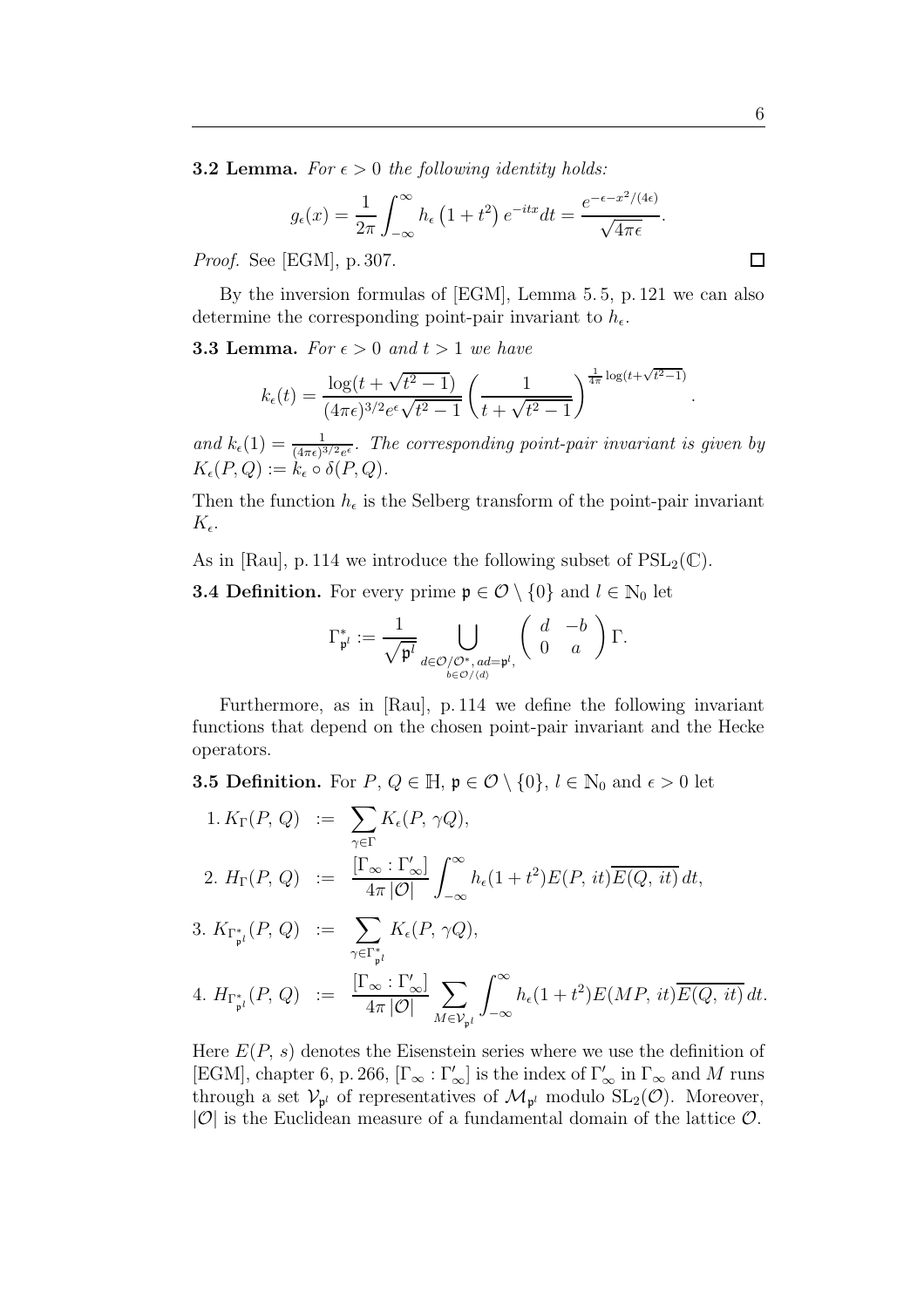**3.2 Lemma.** *For $\epsilon > 0$ the following identity holds:*

$$g_\epsilon(x) = \frac{1}{2\pi}\int_{-\infty}^{\infty} h_\epsilon\left(1+t^2\right)e^{-itx}dt = \frac{e^{-\epsilon - x^2/(4\epsilon)}}{\sqrt{4\pi\epsilon}}.$$

*Proof.* See [EGM], p. 307. □

By the inversion formulas of [EGM], Lemma 5. 5, p. 121 we can also determine the corresponding point-pair invariant to $h_\epsilon$.

**3.3 Lemma.** *For $\epsilon > 0$ and $t > 1$ we have*

$$k_\epsilon(t) = \frac{\log(t+\sqrt{t^2-1})}{(4\pi\epsilon)^{3/2}e^\epsilon\sqrt{t^2-1}}\left(\frac{1}{t+\sqrt{t^2-1}}\right)^{\frac{1}{4\pi}\log(t+\sqrt{t^2-1})}.$$

*and $k_\epsilon(1) = \frac{1}{(4\pi\epsilon)^{3/2}e^\epsilon}$. The corresponding point-pair invariant is given by $K_\epsilon(P,Q) := k_\epsilon \circ \delta(P,Q)$.*

Then the function $h_\epsilon$ is the Selberg transform of the point-pair invariant $K_\epsilon$.

As in [Rau], p. 114 we introduce the following subset of $\mathrm{PSL}_2(\mathbb{C})$.

**3.4 Definition.** For every prime $\mathfrak{p} \in \mathcal{O}\setminus\{0\}$ and $l \in \mathbb{N}_0$ let

$$\Gamma^*_{\mathfrak{p}^l} := \frac{1}{\sqrt{\mathfrak{p}^l}} \bigcup_{\substack{d\in\mathcal{O}/\mathcal{O}^*,\, ad=\mathfrak{p}^l,\\ b\in\mathcal{O}/\langle d\rangle}} \begin{pmatrix} d & -b \\ 0 & a \end{pmatrix}\Gamma.$$

Furthermore, as in [Rau], p. 114 we define the following invariant functions that depend on the chosen point-pair invariant and the Hecke operators.

**3.5 Definition.** For $P,\, Q \in \mathbb{H}$, $\mathfrak{p} \in \mathcal{O}\setminus\{0\}$, $l \in \mathbb{N}_0$ and $\epsilon > 0$ let

1. $$K_\Gamma(P,\,Q) := \sum_{\gamma\in\Gamma} K_\epsilon(P,\,\gamma Q),$$

2. $$H_\Gamma(P,\,Q) := \frac{[\Gamma_\infty : \Gamma'_\infty]}{4\pi\,|\mathcal{O}|}\int_{-\infty}^{\infty} h_\epsilon(1+t^2)E(P,\,it)\overline{E(Q,\,it)}\,dt,$$

3. $$K_{\Gamma^*_{\mathfrak{p}^l}}(P,\,Q) := \sum_{\gamma\in\Gamma^*_{\mathfrak{p}^l}} K_\epsilon(P,\,\gamma Q),$$

4. $$H_{\Gamma^*_{\mathfrak{p}^l}}(P,\,Q) := \frac{[\Gamma_\infty : \Gamma'_\infty]}{4\pi\,|\mathcal{O}|}\sum_{M\in\mathcal{V}_{\mathfrak{p}^l}}\int_{-\infty}^{\infty} h_\epsilon(1+t^2)E(MP,\,it)\overline{E(Q,\,it)}\,dt.$$

Here $E(P,\,s)$ denotes the Eisenstein series where we use the definition of [EGM], chapter 6, p. 266, $[\Gamma_\infty : \Gamma'_\infty]$ is the index of $\Gamma'_\infty$ in $\Gamma_\infty$ and $M$ runs through a set $\mathcal{V}_{\mathfrak{p}^l}$ of representatives of $\mathcal{M}_{\mathfrak{p}^l}$ modulo $\mathrm{SL}_2(\mathcal{O})$. Moreover, $|\mathcal{O}|$ is the Euclidean measure of a fundamental domain of the lattice $\mathcal{O}$.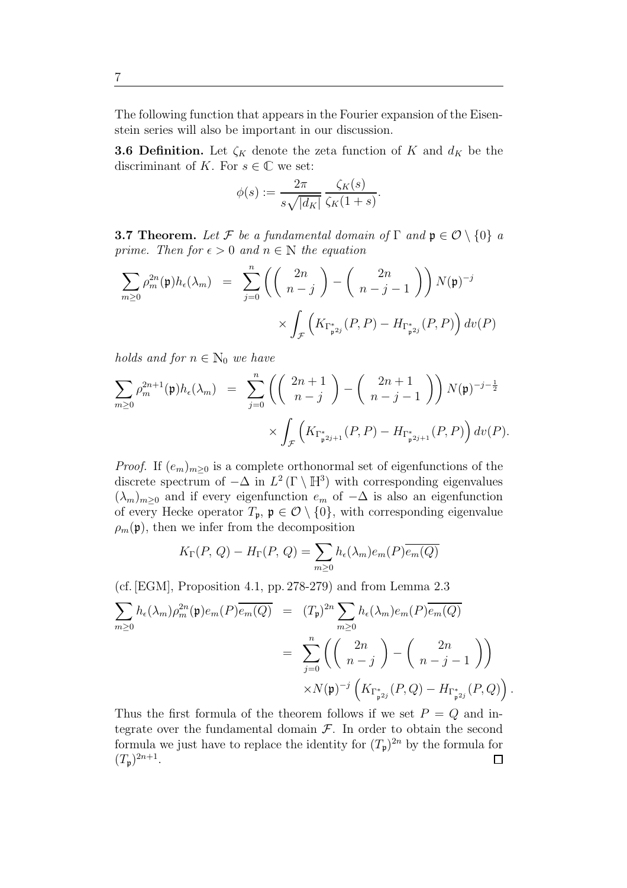The following function that appears in the Fourier expansion of the Eisenstein series will also be important in our discussion.

**3.6 Definition.** Let $\zeta_K$ denote the zeta function of $K$ and $d_K$ be the discriminant of $K$. For $s \in \mathbb{C}$ we set:

$$\phi(s) := \frac{2\pi}{s\sqrt{|d_K|}} \frac{\zeta_K(s)}{\zeta_K(1+s)}.$$

**3.7 Theorem.** *Let $\mathcal{F}$ be a fundamental domain of $\Gamma$ and $\mathfrak{p} \in \mathcal{O} \setminus \{0\}$ a prime. Then for $\epsilon > 0$ and $n \in \mathbb{N}$ the equation*

$$\begin{aligned} \sum_{m \geq 0} \rho_m^{2n}(\mathfrak{p}) h_\epsilon(\lambda_m) &= \sum_{j=0}^{n} \left( \binom{2n}{n-j} - \binom{2n}{n-j-1} \right) N(\mathfrak{p})^{-j} \\ &\quad \times \int_{\mathcal{F}} \left( K_{\Gamma^*_{\mathfrak{p}^{2j}}}(P,P) - H_{\Gamma^*_{\mathfrak{p}^{2j}}}(P,P) \right) dv(P) \end{aligned}$$

*holds and for $n \in \mathbb{N}_0$ we have*

$$\begin{aligned} \sum_{m \geq 0} \rho_m^{2n+1}(\mathfrak{p}) h_\epsilon(\lambda_m) &= \sum_{j=0}^{n} \left( \binom{2n+1}{n-j} - \binom{2n+1}{n-j-1} \right) N(\mathfrak{p})^{-j-\frac{1}{2}} \\ &\quad \times \int_{\mathcal{F}} \left( K_{\Gamma^*_{\mathfrak{p}^{2j+1}}}(P,P) - H_{\Gamma^*_{\mathfrak{p}^{2j+1}}}(P,P) \right) dv(P). \end{aligned}$$

*Proof.* If $(e_m)_{m \geq 0}$ is a complete orthonormal set of eigenfunctions of the discrete spectrum of $-\Delta$ in $L^2(\Gamma \setminus \mathbb{H}^3)$ with corresponding eigenvalues $(\lambda_m)_{m \geq 0}$ and if every eigenfunction $e_m$ of $-\Delta$ is also an eigenfunction of every Hecke operator $T_\mathfrak{p}$, $\mathfrak{p} \in \mathcal{O} \setminus \{0\}$, with corresponding eigenvalue $\rho_m(\mathfrak{p})$, then we infer from the decomposition

$$K_\Gamma(P, Q) - H_\Gamma(P, Q) = \sum_{m \geq 0} h_\epsilon(\lambda_m) e_m(P) \overline{e_m(Q)}$$

(cf. [EGM], Proposition 4.1, pp. 278-279) and from Lemma 2.3

$$\begin{aligned} \sum_{m \geq 0} h_\epsilon(\lambda_m) \rho_m^{2n}(\mathfrak{p}) e_m(P) \overline{e_m(Q)} &= (T_\mathfrak{p})^{2n} \sum_{m \geq 0} h_\epsilon(\lambda_m) e_m(P) \overline{e_m(Q)} \\ &= \sum_{j=0}^{n} \left( \binom{2n}{n-j} - \binom{2n}{n-j-1} \right) \\ &\quad \times N(\mathfrak{p})^{-j} \left( K_{\Gamma^*_{\mathfrak{p}^{2j}}}(P,Q) - H_{\Gamma^*_{\mathfrak{p}^{2j}}}(P,Q) \right). \end{aligned}$$

Thus the first formula of the theorem follows if we set $P = Q$ and integrate over the fundamental domain $\mathcal{F}$. In order to obtain the second formula we just have to replace the identity for $(T_\mathfrak{p})^{2n}$ by the formula for $(T_\mathfrak{p})^{2n+1}$. □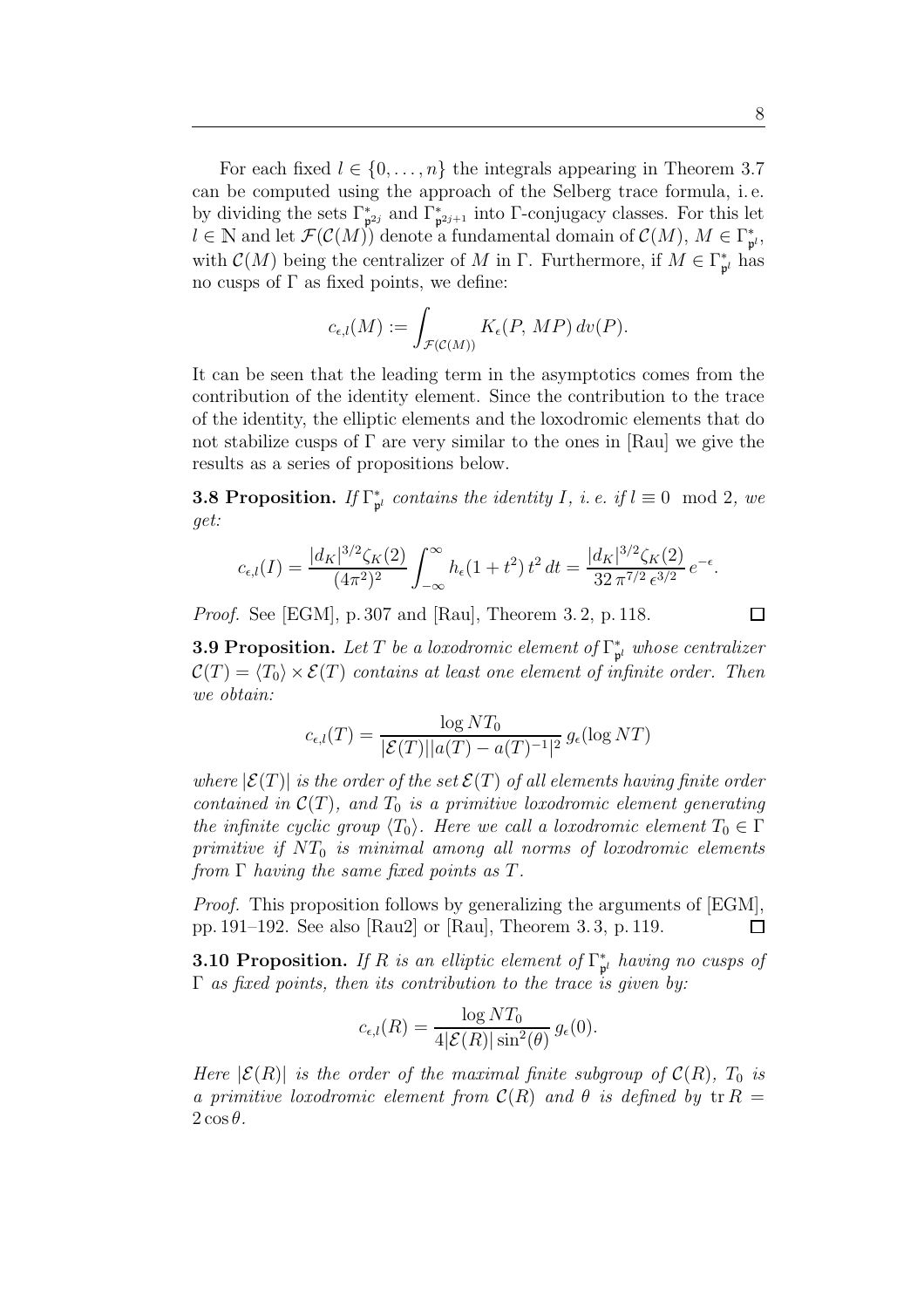For each fixed $l \in \{0, \ldots, n\}$ the integrals appearing in Theorem 3.7 can be computed using the approach of the Selberg trace formula, i. e. by dividing the sets $\Gamma^*_{\mathfrak{p}^{2j}}$ and $\Gamma^*_{\mathfrak{p}^{2j+1}}$ into $\Gamma$-conjugacy classes. For this let $l \in \mathbb{N}$ and let $\mathcal{F}(\mathcal{C}(M))$ denote a fundamental domain of $\mathcal{C}(M)$, $M \in \Gamma^*_{\mathfrak{p}^l}$, with $\mathcal{C}(M)$ being the centralizer of $M$ in $\Gamma$. Furthermore, if $M \in \Gamma^*_{\mathfrak{p}^l}$ has no cusps of $\Gamma$ as fixed points, we define:

$$c_{\epsilon,l}(M) := \int_{\mathcal{F}(\mathcal{C}(M))} K_\epsilon(P,\, MP)\, dv(P).$$

It can be seen that the leading term in the asymptotics comes from the contribution of the identity element. Since the contribution to the trace of the identity, the elliptic elements and the loxodromic elements that do not stabilize cusps of $\Gamma$ are very similar to the ones in [Rau] we give the results as a series of propositions below.

**3.8 Proposition.** *If $\Gamma^*_{\mathfrak{p}^l}$ contains the identity $I$, i. e. if $l \equiv 0 \mod 2$, we get:*

$$c_{\epsilon,l}(I) = \frac{|d_K|^{3/2}\zeta_K(2)}{(4\pi^2)^2} \int_{-\infty}^{\infty} h_\epsilon(1+t^2)\, t^2\, dt = \frac{|d_K|^{3/2}\zeta_K(2)}{32\, \pi^{7/2}\, \epsilon^{3/2}}\, e^{-\epsilon}.$$

*Proof.* See [EGM], p. 307 and [Rau], Theorem 3. 2, p. 118. $\square$

**3.9 Proposition.** *Let $T$ be a loxodromic element of $\Gamma^*_{\mathfrak{p}^l}$ whose centralizer $\mathcal{C}(T) = \langle T_0 \rangle \times \mathcal{E}(T)$ contains at least one element of infinite order. Then we obtain:*

$$c_{\epsilon,l}(T) = \frac{\log NT_0}{|\mathcal{E}(T)||a(T) - a(T)^{-1}|^2}\, g_\epsilon(\log NT)$$

*where $|\mathcal{E}(T)|$ is the order of the set $\mathcal{E}(T)$ of all elements having finite order contained in $\mathcal{C}(T)$, and $T_0$ is a primitive loxodromic element generating the infinite cyclic group $\langle T_0 \rangle$. Here we call a loxodromic element $T_0 \in \Gamma$ primitive if $NT_0$ is minimal among all norms of loxodromic elements from $\Gamma$ having the same fixed points as $T$.*

*Proof.* This proposition follows by generalizing the arguments of [EGM], pp. 191–192. See also [Rau2] or [Rau], Theorem 3. 3, p. 119. $\square$

**3.10 Proposition.** *If $R$ is an elliptic element of $\Gamma^*_{\mathfrak{p}^l}$ having no cusps of $\Gamma$ as fixed points, then its contribution to the trace is given by:*

$$c_{\epsilon,l}(R) = \frac{\log NT_0}{4|\mathcal{E}(R)| \sin^2(\theta)}\, g_\epsilon(0).$$

*Here $|\mathcal{E}(R)|$ is the order of the maximal finite subgroup of $\mathcal{C}(R)$, $T_0$ is a primitive loxodromic element from $\mathcal{C}(R)$ and $\theta$ is defined by $\operatorname{tr} R = 2\cos\theta$.*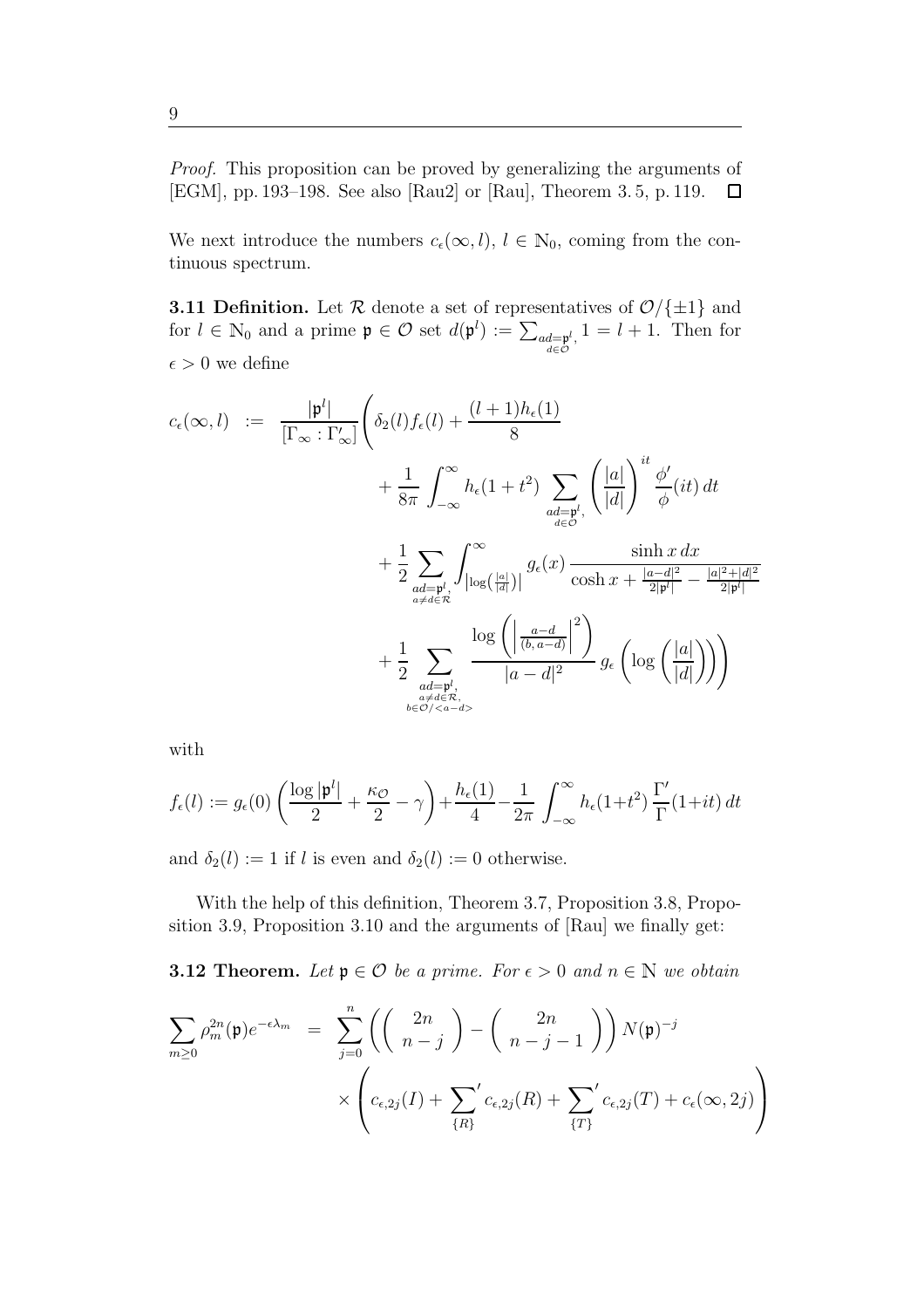*Proof.* This proposition can be proved by generalizing the arguments of [EGM], pp. 193–198. See also [Rau2] or [Rau], Theorem 3. 5, p. 119. □

We next introduce the numbers $c_\epsilon(\infty, l)$, $l \in \mathbb{N}_0$, coming from the continuous spectrum.

**3.11 Definition.** Let $\mathcal{R}$ denote a set of representatives of $\mathcal{O}/\{\pm 1\}$ and for $l \in \mathbb{N}_0$ and a prime $\mathfrak{p} \in \mathcal{O}$ set $d(\mathfrak{p}^l) := \sum_{\substack{ad=\mathfrak{p}^l, \\ d\in\mathcal{O}}} 1 = l+1$. Then for $\epsilon > 0$ we define

$$
\begin{aligned}
c_\epsilon(\infty, l) \;:=\; \frac{|\mathfrak{p}^l|}{[\Gamma_\infty : \Gamma_\infty']} \Bigg( & \delta_2(l) f_\epsilon(l) + \frac{(l+1)h_\epsilon(1)}{8} \\
& + \frac{1}{8\pi} \int_{-\infty}^{\infty} h_\epsilon(1+t^2) \sum_{\substack{ad=\mathfrak{p}^l, \\ d\in\mathcal{O}}} \left(\frac{|a|}{|d|}\right)^{it} \frac{\phi'}{\phi}(it)\, dt \\
& + \frac{1}{2} \sum_{\substack{ad=\mathfrak{p}^l, \\ a\neq d\in\mathcal{R}}} \int_{\left|\log\left(\frac{|a|}{|d|}\right)\right|}^{\infty} g_\epsilon(x)\, \frac{\sinh x\, dx}{\cosh x + \frac{|a-d|^2}{2|\mathfrak{p}^l|} - \frac{|a|^2+|d|^2}{2|\mathfrak{p}^l|}} \\
& + \frac{1}{2} \sum_{\substack{ad=\mathfrak{p}^l, \\ a\neq d\in\mathcal{R}, \\ b\in\mathcal{O}/<a-d>}} \frac{\log\left(\left|\frac{a-d}{(b,a-d)}\right|^2\right)}{|a-d|^2}\, g_\epsilon\left(\log\left(\frac{|a|}{|d|}\right)\right) \Bigg)
\end{aligned}
$$

with

$$
f_\epsilon(l) := g_\epsilon(0)\left(\frac{\log|\mathfrak{p}^l|}{2} + \frac{\kappa_{\mathcal{O}}}{2} - \gamma\right) + \frac{h_\epsilon(1)}{4} - \frac{1}{2\pi}\int_{-\infty}^{\infty} h_\epsilon(1+t^2)\, \frac{\Gamma'}{\Gamma}(1+it)\, dt
$$

and $\delta_2(l) := 1$ if $l$ is even and $\delta_2(l) := 0$ otherwise.

With the help of this definition, Theorem 3.7, Proposition 3.8, Proposition 3.9, Proposition 3.10 and the arguments of [Rau] we finally get:

**3.12 Theorem.** *Let $\mathfrak{p} \in \mathcal{O}$ be a prime. For $\epsilon > 0$ and $n \in \mathbb{N}$ we obtain*

$$
\begin{aligned}
\sum_{m\geq 0} \rho_m^{2n}(\mathfrak{p}) e^{-\epsilon\lambda_m} \;=\; & \sum_{j=0}^{n} \left( \binom{2n}{n-j} - \binom{2n}{n-j-1} \right) N(\mathfrak{p})^{-j} \\
& \times \left( c_{\epsilon,2j}(I) + {\sum_{\{R\}}}' c_{\epsilon,2j}(R) + {\sum_{\{T\}}}' c_{\epsilon,2j}(T) + c_\epsilon(\infty, 2j) \right)
\end{aligned}
$$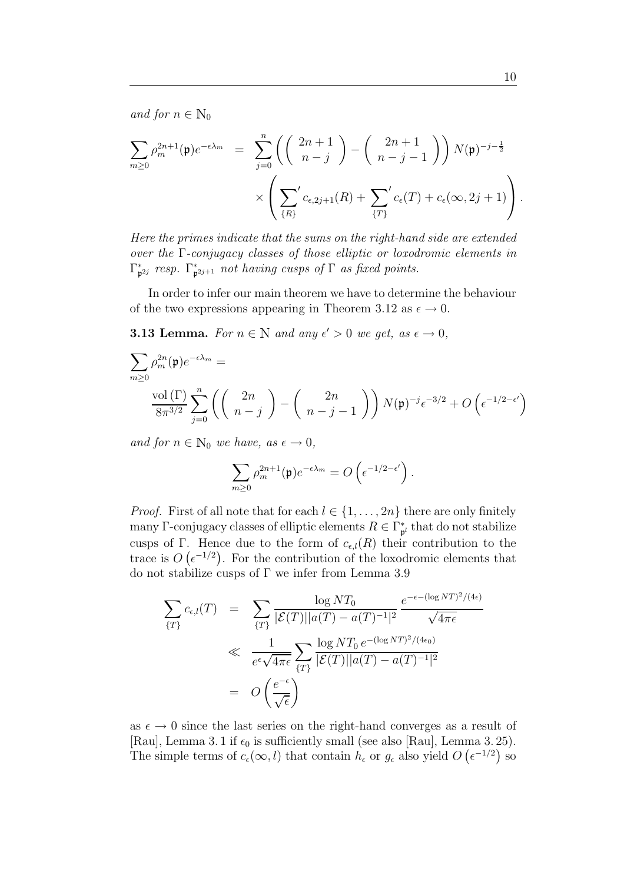*and for $n \in \mathbb{N}_0$*

$$\sum_{m\geq 0} \rho_m^{2n+1}(\mathfrak{p}) e^{-\epsilon\lambda_m} = \sum_{j=0}^{n} \left( \binom{2n+1}{n-j} - \binom{2n+1}{n-j-1} \right) N(\mathfrak{p})^{-j-\frac{1}{2}} \times \left( {\sum_{\{R\}}}' c_{\epsilon,2j+1}(R) + {\sum_{\{T\}}}' c_\epsilon(T) + c_\epsilon(\infty, 2j+1) \right).$$

*Here the primes indicate that the sums on the right-hand side are extended over the $\Gamma$-conjugacy classes of those elliptic or loxodromic elements in $\Gamma^*_{\mathfrak{p}^{2j}}$ resp. $\Gamma^*_{\mathfrak{p}^{2j+1}}$ not having cusps of $\Gamma$ as fixed points.*

In order to infer our main theorem we have to determine the behaviour of the two expressions appearing in Theorem 3.12 as $\epsilon \to 0$.

**3.13 Lemma.** *For $n \in \mathbb{N}$ and any $\epsilon' > 0$ we get, as $\epsilon \to 0$,*

$$\sum_{m\geq 0} \rho_m^{2n}(\mathfrak{p}) e^{-\epsilon\lambda_m} = \frac{\mathrm{vol}\,(\Gamma)}{8\pi^{3/2}} \sum_{j=0}^{n} \left( \binom{2n}{n-j} - \binom{2n}{n-j-1} \right) N(\mathfrak{p})^{-j} \epsilon^{-3/2} + O\left(\epsilon^{-1/2-\epsilon'}\right)$$

*and for $n \in \mathbb{N}_0$ we have, as $\epsilon \to 0$,*

$$\sum_{m\geq 0} \rho_m^{2n+1}(\mathfrak{p}) e^{-\epsilon\lambda_m} = O\left(\epsilon^{-1/2-\epsilon'}\right).$$

*Proof.* First of all note that for each $l \in \{1, \ldots, 2n\}$ there are only finitely many $\Gamma$-conjugacy classes of elliptic elements $R \in \Gamma^*_{\mathfrak{p}^l}$ that do not stabilize cusps of $\Gamma$. Hence due to the form of $c_{\epsilon,l}(R)$ their contribution to the trace is $O\left(\epsilon^{-1/2}\right)$. For the contribution of the loxodromic elements that do not stabilize cusps of $\Gamma$ we infer from Lemma 3.9

$$\begin{aligned} \sum_{\{T\}} c_{\epsilon,l}(T) &= \sum_{\{T\}} \frac{\log NT_0}{|\mathcal{E}(T)||a(T) - a(T)^{-1}|^2} \frac{e^{-\epsilon-(\log NT)^2/(4\epsilon)}}{\sqrt{4\pi\epsilon}} \\ &\ll \frac{1}{e^\epsilon\sqrt{4\pi\epsilon}} \sum_{\{T\}} \frac{\log NT_0\, e^{-(\log NT)^2/(4\epsilon_0)}}{|\mathcal{E}(T)||a(T) - a(T)^{-1}|^2} \\ &= O\left(\frac{e^{-\epsilon}}{\sqrt{\epsilon}}\right) \end{aligned}$$

as $\epsilon \to 0$ since the last series on the right-hand converges as a result of [Rau], Lemma 3.1 if $\epsilon_0$ is sufficiently small (see also [Rau], Lemma 3.25). The simple terms of $c_\epsilon(\infty, l)$ that contain $h_\epsilon$ or $g_\epsilon$ also yield $O\left(\epsilon^{-1/2}\right)$ so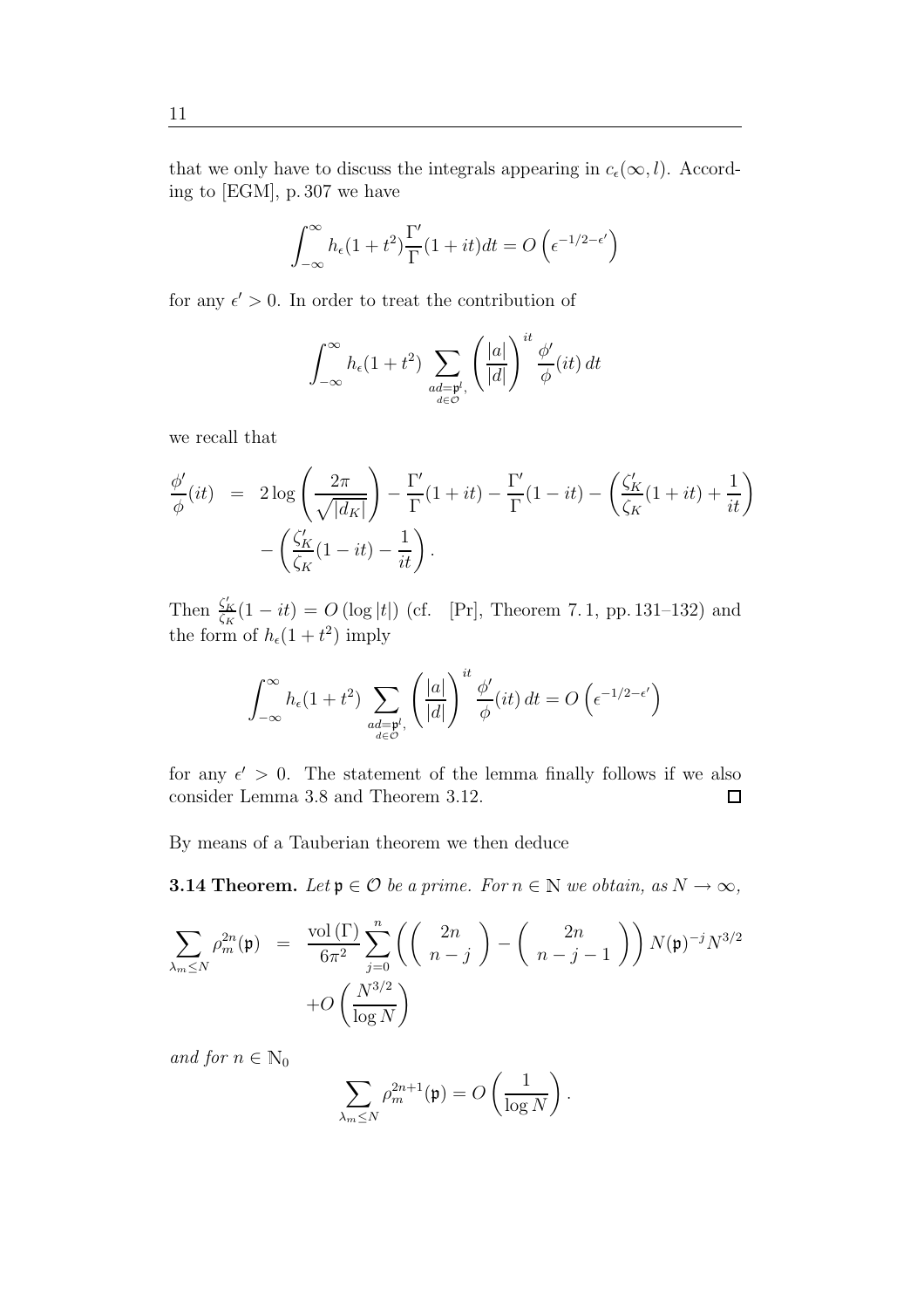that we only have to discuss the integrals appearing in $c_\epsilon(\infty, l)$. According to [EGM], p. 307 we have

$$\int_{-\infty}^{\infty} h_\epsilon(1+t^2)\frac{\Gamma'}{\Gamma}(1+it)dt = O\left(\epsilon^{-1/2-\epsilon'}\right)$$

for any $\epsilon' > 0$. In order to treat the contribution of

$$\int_{-\infty}^{\infty} h_\epsilon(1+t^2) \sum_{\substack{ad=\mathfrak{p}^l,\\ d\in\mathcal{O}}} \left(\frac{|a|}{|d|}\right)^{it} \frac{\phi'}{\phi}(it)\, dt$$

we recall that

$$\begin{aligned}\frac{\phi'}{\phi}(it) &= 2\log\left(\frac{2\pi}{\sqrt{|d_K|}}\right) - \frac{\Gamma'}{\Gamma}(1+it) - \frac{\Gamma'}{\Gamma}(1-it) - \left(\frac{\zeta_K'}{\zeta_K}(1+it) + \frac{1}{it}\right) \\ &\quad - \left(\frac{\zeta_K'}{\zeta_K}(1-it) - \frac{1}{it}\right).\end{aligned}$$

Then $\frac{\zeta_K'}{\zeta_K}(1-it) = O(\log|t|)$ (cf. [Pr], Theorem 7. 1, pp. 131–132) and the form of $h_\epsilon(1+t^2)$ imply

$$\int_{-\infty}^{\infty} h_\epsilon(1+t^2) \sum_{\substack{ad=\mathfrak{p}^l,\\ d\in\mathcal{O}}} \left(\frac{|a|}{|d|}\right)^{it} \frac{\phi'}{\phi}(it)\, dt = O\left(\epsilon^{-1/2-\epsilon'}\right)$$

for any $\epsilon' > 0$. The statement of the lemma finally follows if we also consider Lemma 3.8 and Theorem 3.12. ∎

By means of a Tauberian theorem we then deduce

**3.14 Theorem.** *Let $\mathfrak{p} \in \mathcal{O}$ be a prime. For $n \in \mathbb{N}$ we obtain, as $N \to \infty$,*

$$\begin{aligned}\sum_{\lambda_m \le N} \rho_m^{2n}(\mathfrak{p}) &= \frac{\mathrm{vol}\,(\Gamma)}{6\pi^2} \sum_{j=0}^{n} \left( \binom{2n}{n-j} - \binom{2n}{n-j-1} \right) N(\mathfrak{p})^{-j} N^{3/2} \\ &\quad + O\left(\frac{N^{3/2}}{\log N}\right)\end{aligned}$$

*and for $n \in \mathbb{N}_0$*

$$\sum_{\lambda_m \le N} \rho_m^{2n+1}(\mathfrak{p}) = O\left(\frac{1}{\log N}\right).$$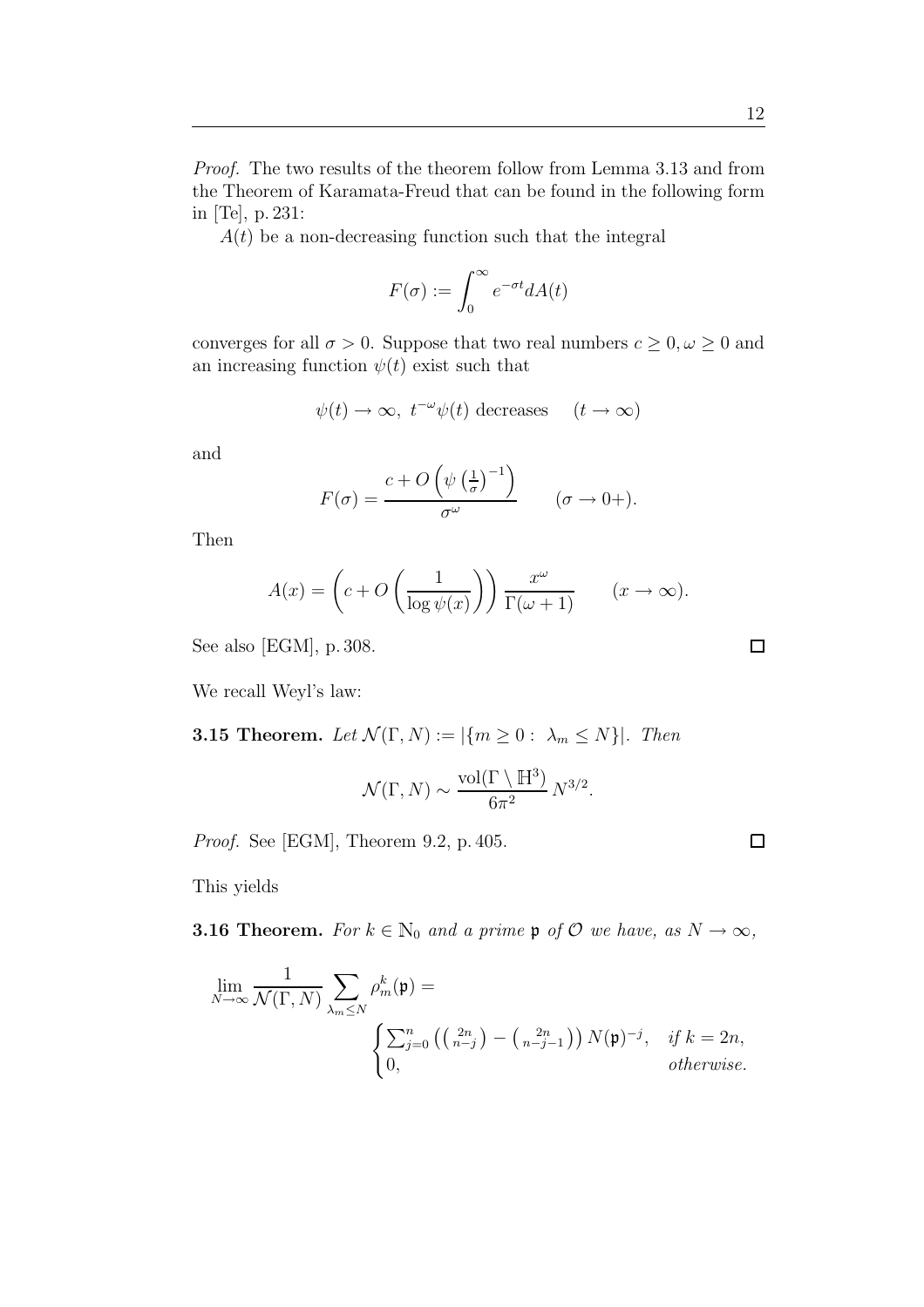*Proof.* The two results of the theorem follow from Lemma 3.13 and from the Theorem of Karamata-Freud that can be found in the following form in [Te], p. 231:

$A(t)$ be a non-decreasing function such that the integral

$$F(\sigma) := \int_0^\infty e^{-\sigma t} dA(t)$$

converges for all $\sigma > 0$. Suppose that two real numbers $c \geq 0, \omega \geq 0$ and an increasing function $\psi(t)$ exist such that

$$\psi(t) \to \infty, \ t^{-\omega}\psi(t) \text{ decreases} \qquad (t \to \infty)$$

and

$$F(\sigma) = \frac{c + O\left(\psi\left(\frac{1}{\sigma}\right)^{-1}\right)}{\sigma^\omega} \qquad (\sigma \to 0+).$$

Then

$$A(x) = \left(c + O\left(\frac{1}{\log \psi(x)}\right)\right) \frac{x^\omega}{\Gamma(\omega + 1)} \qquad (x \to \infty).$$

See also [EGM], p. 308. $\square$

We recall Weyl's law:

**3.15 Theorem.** *Let $\mathcal{N}(\Gamma, N) := |\{m \geq 0 : \ \lambda_m \leq N\}|$. Then*

$$\mathcal{N}(\Gamma, N) \sim \frac{\text{vol}(\Gamma \setminus \mathbb{H}^3)}{6\pi^2} N^{3/2}.$$

*Proof.* See [EGM], Theorem 9.2, p. 405. $\square$

This yields

**3.16 Theorem.** *For $k \in \mathbb{N}_0$ and a prime $\mathfrak{p}$ of $\mathcal{O}$ we have, as $N \to \infty$,*

$$\lim_{N \to \infty} \frac{1}{\mathcal{N}(\Gamma, N)} \sum_{\lambda_m \leq N} \rho_m^k(\mathfrak{p}) = \begin{cases} \sum_{j=0}^{n} \left(\binom{2n}{n-j} - \binom{2n}{n-j-1}\right) N(\mathfrak{p})^{-j}, & \text{if } k = 2n, \\ 0, & \text{otherwise.} \end{cases}$$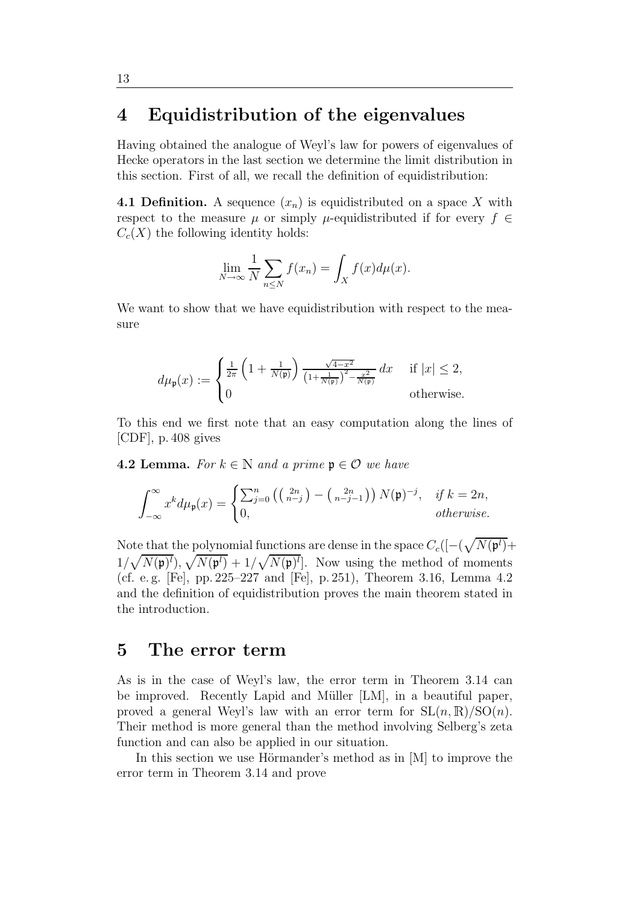## 4 Equidistribution of the eigenvalues

Having obtained the analogue of Weyl's law for powers of eigenvalues of Hecke operators in the last section we determine the limit distribution in this section. First of all, we recall the definition of equidistribution:

**4.1 Definition.** A sequence $(x_n)$ is equidistributed on a space $X$ with respect to the measure $\mu$ or simply $\mu$-equidistributed if for every $f \in C_c(X)$ the following identity holds:

$$\lim_{N\to\infty} \frac{1}{N} \sum_{n\leq N} f(x_n) = \int_X f(x) d\mu(x).$$

We want to show that we have equidistribution with respect to the measure

$$d\mu_{\mathfrak{p}}(x) := \begin{cases} \frac{1}{2\pi}\left(1+\frac{1}{N(\mathfrak{p})}\right) \frac{\sqrt{4-x^2}}{\left(1+\frac{1}{N(\mathfrak{p})}\right)^2 - \frac{x^2}{N(\mathfrak{p})}} \, dx & \text{if } |x| \leq 2, \\ 0 & \text{otherwise.} \end{cases}$$

To this end we first note that an easy computation along the lines of [CDF], p. 408 gives

**4.2 Lemma.** *For $k \in \mathbb{N}$ and a prime $\mathfrak{p} \in \mathcal{O}$ we have*

$$\int_{-\infty}^{\infty} x^k d\mu_{\mathfrak{p}}(x) = \begin{cases} \sum_{j=0}^{n} \left( \binom{2n}{n-j} - \binom{2n}{n-j-1} \right) N(\mathfrak{p})^{-j}, & \text{if } k = 2n, \\ 0, & \text{otherwise.} \end{cases}$$

Note that the polynomial functions are dense in the space $C_c([-(\sqrt{N(\mathfrak{p}^l)} + 1/\sqrt{N(\mathfrak{p})^l}), \sqrt{N(\mathfrak{p}^l)} + 1/\sqrt{N(\mathfrak{p})^l}]$. Now using the method of moments (cf. e. g. [Fe], pp. 225–227 and [Fe], p. 251), Theorem 3.16, Lemma 4.2 and the definition of equidistribution proves the main theorem stated in the introduction.

## 5 The error term

As is in the case of Weyl's law, the error term in Theorem 3.14 can be improved. Recently Lapid and Müller [LM], in a beautiful paper, proved a general Weyl's law with an error term for $\mathrm{SL}(n, \mathbb{R})/\mathrm{SO}(n)$. Their method is more general than the method involving Selberg's zeta function and can also be applied in our situation.

In this section we use Hörmander's method as in [M] to improve the error term in Theorem 3.14 and prove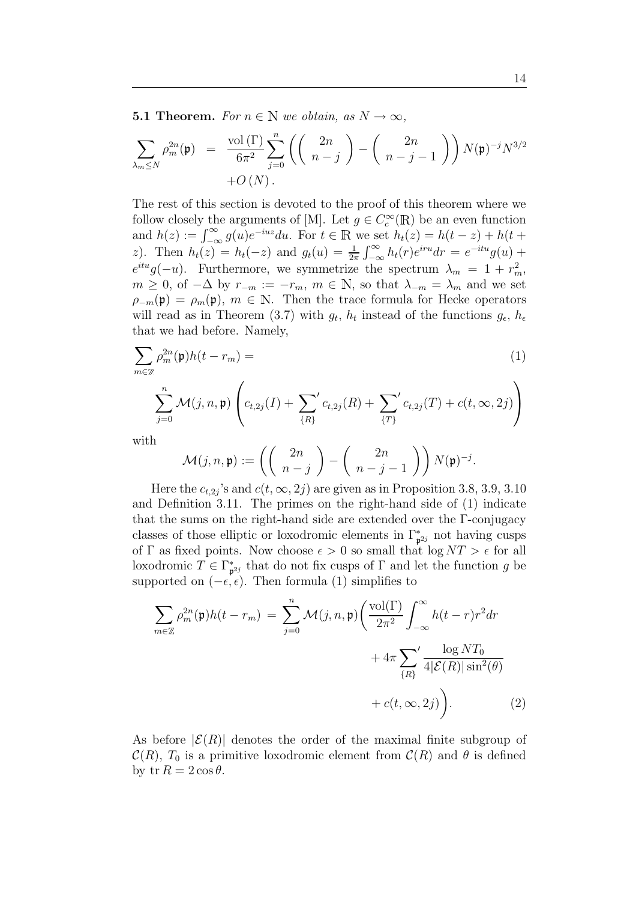**5.1 Theorem.** *For $n \in \mathbb{N}$ we obtain, as $N \to \infty$,*

$$\sum_{\lambda_m \leq N} \rho_m^{2n}(\mathfrak{p}) = \frac{\operatorname{vol}(\Gamma)}{6\pi^2} \sum_{j=0}^{n} \left( \binom{2n}{n-j} - \binom{2n}{n-j-1} \right) N(\mathfrak{p})^{-j} N^{3/2} + O(N).$$

The rest of this section is devoted to the proof of this theorem where we follow closely the arguments of [M]. Let $g \in C_c^\infty(\mathbb{R})$ be an even function and $h(z) := \int_{-\infty}^{\infty} g(u) e^{-iuz} du$. For $t \in \mathbb{R}$ we set $h_t(z) = h(t-z) + h(t+z)$. Then $h_t(z) = h_t(-z)$ and $g_t(u) = \frac{1}{2\pi} \int_{-\infty}^{\infty} h_t(r) e^{iru} dr = e^{-itu} g(u) + e^{itu} g(-u)$. Furthermore, we symmetrize the spectrum $\lambda_m = 1 + r_m^2$, $m \geq 0$, of $-\Delta$ by $r_{-m} := -r_m$, $m \in \mathbb{N}$, so that $\lambda_{-m} = \lambda_m$ and we set $\rho_{-m}(\mathfrak{p}) = \rho_m(\mathfrak{p})$, $m \in \mathbb{N}$. Then the trace formula for Hecke operators will read as in Theorem (3.7) with $g_t$, $h_t$ instead of the functions $g_\epsilon$, $h_\epsilon$ that we had before. Namely,

$$\sum_{m \in \mathbb{Z}} \rho_m^{2n}(\mathfrak{p}) h(t - r_m) = \tag{1}$$
$$\sum_{j=0}^{n} \mathcal{M}(j,n,\mathfrak{p}) \left( c_{t,2j}(I) + {\sum_{\{R\}}}' c_{t,2j}(R) + {\sum_{\{T\}}}' c_{t,2j}(T) + c(t,\infty,2j) \right)$$

with

$$\mathcal{M}(j,n,\mathfrak{p}) := \left( \binom{2n}{n-j} - \binom{2n}{n-j-1} \right) N(\mathfrak{p})^{-j}.$$

Here the $c_{t,2j}$'s and $c(t,\infty,2j)$ are given as in Proposition 3.8, 3.9, 3.10 and Definition 3.11. The primes on the right-hand side of (1) indicate that the sums on the right-hand side are extended over the $\Gamma$-conjugacy classes of those elliptic or loxodromic elements in $\Gamma^*_{\mathfrak{p}^{2j}}$ not having cusps of $\Gamma$ as fixed points. Now choose $\epsilon > 0$ so small that $\log NT > \epsilon$ for all loxodromic $T \in \Gamma^*_{\mathfrak{p}^{2j}}$ that do not fix cusps of $\Gamma$ and let the function $g$ be supported on $(-\epsilon, \epsilon)$. Then formula (1) simplifies to

$$\sum_{m \in \mathbb{Z}} \rho_m^{2n}(\mathfrak{p}) h(t - r_m) = \sum_{j=0}^{n} \mathcal{M}(j,n,\mathfrak{p}) \Bigg( \frac{\operatorname{vol}(\Gamma)}{2\pi^2} \int_{-\infty}^{\infty} h(t-r) r^2 dr + 4\pi {\sum_{\{R\}}}' \frac{\log NT_0}{4|\mathcal{E}(R)| \sin^2(\theta)} + c(t,\infty,2j) \Bigg). \tag{2}$$

As before $|\mathcal{E}(R)|$ denotes the order of the maximal finite subgroup of $\mathcal{C}(R)$, $T_0$ is a primitive loxodromic element from $\mathcal{C}(R)$ and $\theta$ is defined by $\operatorname{tr} R = 2\cos\theta$.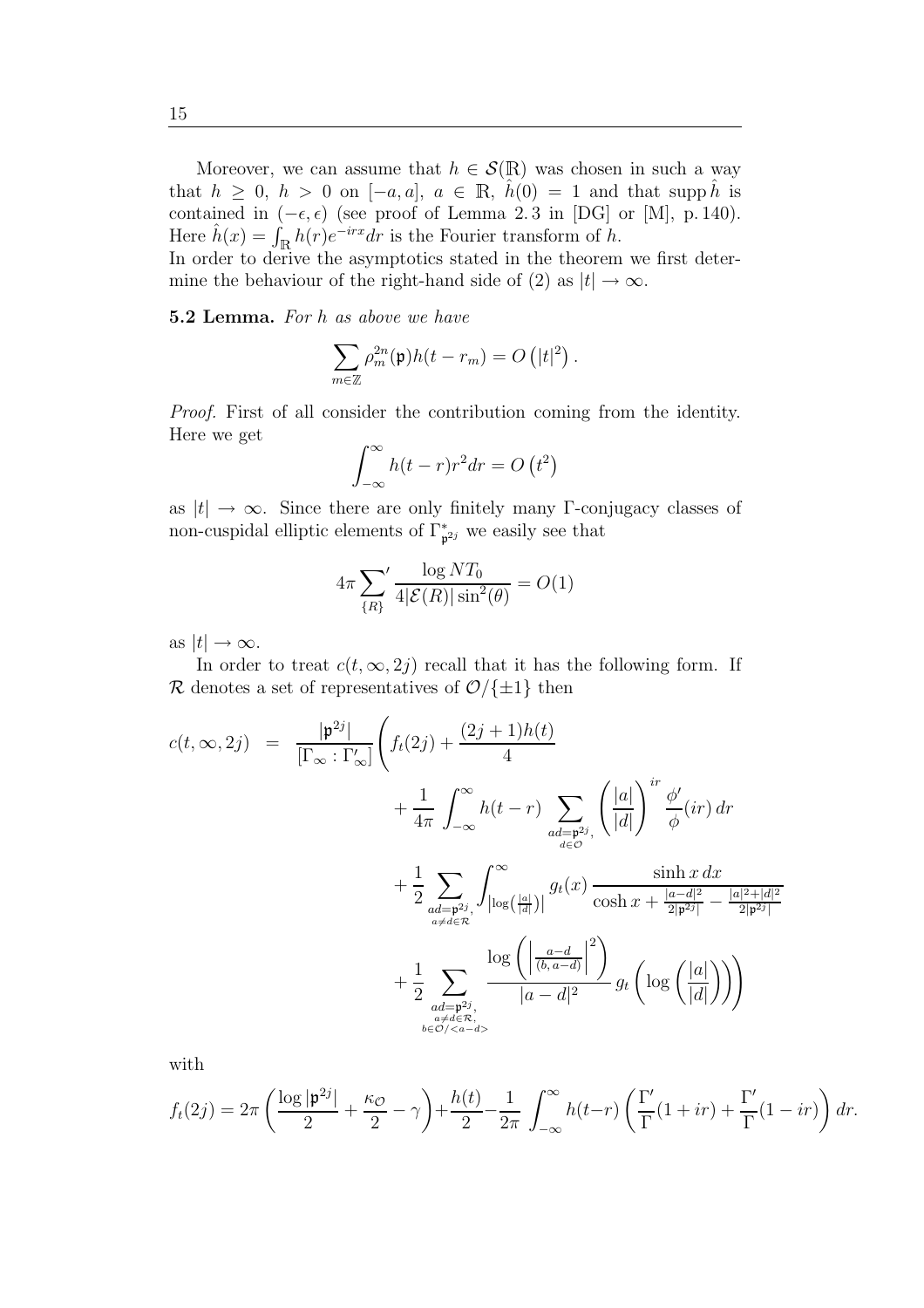Moreover, we can assume that $h \in \mathcal{S}(\mathbb{R})$ was chosen in such a way that $h \geq 0$, $h > 0$ on $[-a, a]$, $a \in \mathbb{R}$, $\hat{h}(0) = 1$ and that $\operatorname{supp} \hat{h}$ is contained in $(-\epsilon, \epsilon)$ (see proof of Lemma 2. 3 in [DG] or [M], p. 140). Here $\hat{h}(x) = \int_{\mathbb{R}} h(r) e^{-irx} dr$ is the Fourier transform of $h$.
In order to derive the asymptotics stated in the theorem we first determine the behaviour of the right-hand side of (2) as $|t| \to \infty$.

**5.2 Lemma.** *For $h$ as above we have*

$$\sum_{m \in \mathbb{Z}} \rho_m^{2n}(\mathfrak{p}) h(t - r_m) = O\left(|t|^2\right).$$

*Proof.* First of all consider the contribution coming from the identity. Here we get

$$\int_{-\infty}^{\infty} h(t-r) r^2 dr = O\left(t^2\right)$$

as $|t| \to \infty$. Since there are only finitely many $\Gamma$-conjugacy classes of non-cuspidal elliptic elements of $\Gamma^*_{\mathfrak{p}^{2j}}$ we easily see that

$$4\pi \sum_{\{R\}}{}' \frac{\log NT_0}{4|\mathcal{E}(R)| \sin^2(\theta)} = O(1)$$

as $|t| \to \infty$.

In order to treat $c(t, \infty, 2j)$ recall that it has the following form. If $\mathcal{R}$ denotes a set of representatives of $\mathcal{O}/\{\pm 1\}$ then

$$\begin{aligned} c(t, \infty, 2j) &= \frac{|\mathfrak{p}^{2j}|}{[\Gamma_\infty : \Gamma'_\infty]} \Bigg( f_t(2j) + \frac{(2j+1)h(t)}{4} \\ &\quad + \frac{1}{4\pi} \int_{-\infty}^{\infty} h(t-r) \sum_{\substack{ad = \mathfrak{p}^{2j}, \\ d \in \mathcal{O}}} \left( \frac{|a|}{|d|} \right)^{ir} \frac{\phi'}{\phi}(ir)\, dr \\ &\quad + \frac{1}{2} \sum_{\substack{ad = \mathfrak{p}^{2j}, \\ a \neq d \in \mathcal{R}}} \int_{\left|\log\left(\frac{|a|}{|d|}\right)\right|}^{\infty} g_t(x) \frac{\sinh x \, dx}{\cosh x + \frac{|a-d|^2}{2|\mathfrak{p}^{2j}|} - \frac{|a|^2 + |d|^2}{2|\mathfrak{p}^{2j}|}} \\ &\quad + \frac{1}{2} \sum_{\substack{ad = \mathfrak{p}^{2j}, \\ a \neq d \in \mathcal{R}, \\ b \in \mathcal{O}/<a-d>}} \frac{\log\left( \left| \frac{a-d}{(b, a-d)} \right|^2 \right)}{|a-d|^2} g_t\left( \log\left( \frac{|a|}{|d|} \right) \right) \Bigg) \end{aligned}$$

with

$$f_t(2j) = 2\pi \left( \frac{\log |\mathfrak{p}^{2j}|}{2} + \frac{\kappa_{\mathcal{O}}}{2} - \gamma \right) + \frac{h(t)}{2} - \frac{1}{2\pi} \int_{-\infty}^{\infty} h(t-r) \left( \frac{\Gamma'}{\Gamma}(1+ir) + \frac{\Gamma'}{\Gamma}(1-ir) \right) dr.$$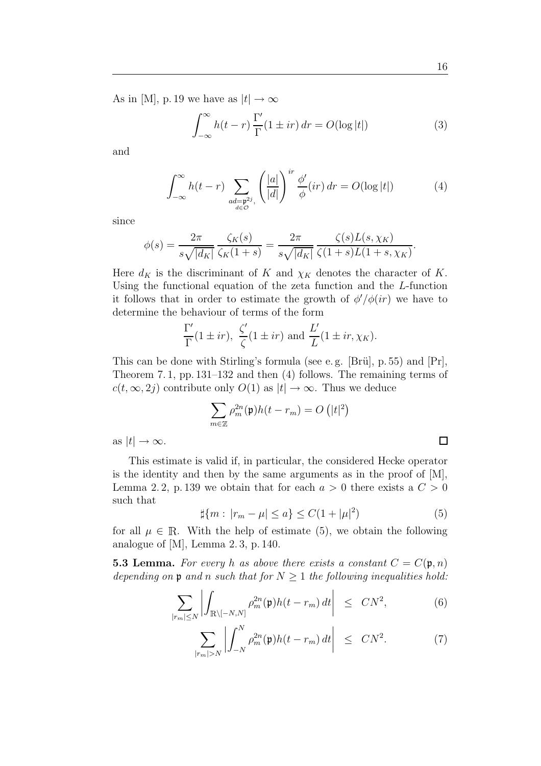As in [M], p. 19 we have as $|t| \to \infty$

$$\int_{-\infty}^{\infty} h(t-r)\, \frac{\Gamma'}{\Gamma}(1 \pm ir)\, dr = O(\log |t|) \tag{3}$$

and

$$\int_{-\infty}^{\infty} h(t-r) \sum_{\substack{ad=\mathfrak{p}^{2j},\\ d\in\mathcal{O}}} \left(\frac{|a|}{|d|}\right)^{ir} \frac{\phi'}{\phi}(ir)\, dr = O(\log |t|) \tag{4}$$

since

$$\phi(s) = \frac{2\pi}{s\sqrt{|d_K|}}\, \frac{\zeta_K(s)}{\zeta_K(1+s)} = \frac{2\pi}{s\sqrt{|d_K|}}\, \frac{\zeta(s) L(s,\chi_K)}{\zeta(1+s) L(1+s,\chi_K)}.$$

Here $d_K$ is the discriminant of $K$ and $\chi_K$ denotes the character of $K$. Using the functional equation of the zeta function and the $L$-function it follows that in order to estimate the growth of $\phi'/\phi(ir)$ we have to determine the behaviour of terms of the form

$$\frac{\Gamma'}{\Gamma}(1 \pm ir),\ \frac{\zeta'}{\zeta}(1 \pm ir) \text{ and } \frac{L'}{L}(1 \pm ir, \chi_K).$$

This can be done with Stirling's formula (see e. g. [Brü], p. 55) and [Pr], Theorem 7. 1, pp. 131–132 and then (4) follows. The remaining terms of $c(t, \infty, 2j)$ contribute only $O(1)$ as $|t| \to \infty$. Thus we deduce

$$\sum_{m\in\mathbb{Z}} \rho_m^{2n}(\mathfrak{p}) h(t - r_m) = O\left(|t|^2\right)$$

as $|t| \to \infty$. □

This estimate is valid if, in particular, the considered Hecke operator is the identity and then by the same arguments as in the proof of [M], Lemma 2. 2, p. 139 we obtain that for each $a > 0$ there exists a $C > 0$ such that

$$\sharp\{m : |r_m - \mu| \le a\} \le C(1 + |\mu|^2) \tag{5}$$

for all $\mu \in \mathbb{R}$. With the help of estimate (5), we obtain the following analogue of [M], Lemma 2. 3, p. 140.

**5.3 Lemma.** *For every $h$ as above there exists a constant $C = C(\mathfrak{p}, n)$ depending on $\mathfrak{p}$ and $n$ such that for $N \ge 1$ the following inequalities hold:*

$$\sum_{|r_m|\le N} \left| \int_{\mathbb{R}\setminus[-N,N]} \rho_m^{2n}(\mathfrak{p}) h(t-r_m)\, dt \right| \;\le\; CN^2, \tag{6}$$

$$\sum_{|r_m|> N} \left| \int_{-N}^{N} \rho_m^{2n}(\mathfrak{p}) h(t-r_m)\, dt \right| \;\le\; CN^2. \tag{7}$$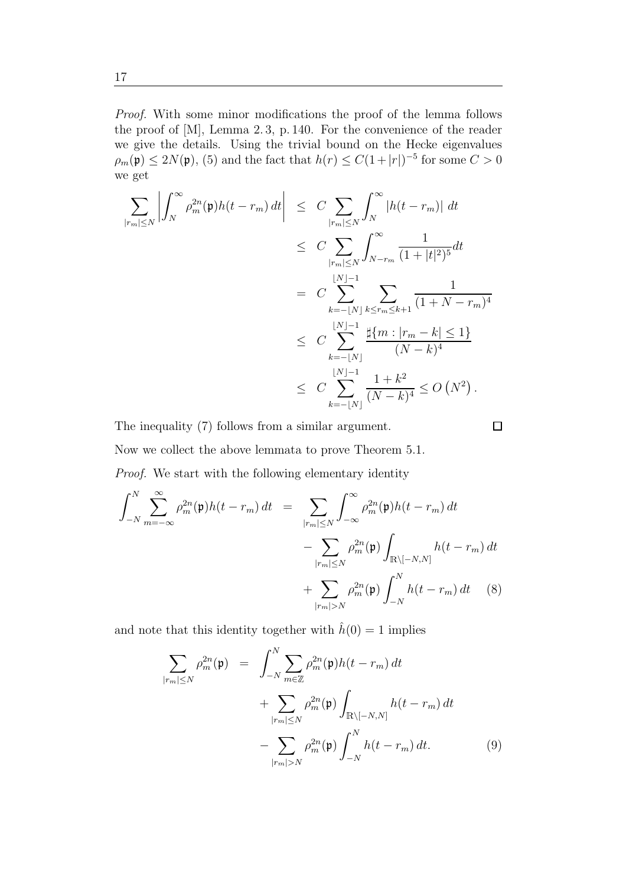*Proof.* With some minor modifications the proof of the lemma follows the proof of [M], Lemma 2. 3, p. 140. For the convenience of the reader we give the details. Using the trivial bound on the Hecke eigenvalues $\rho_m(\mathfrak{p}) \leq 2N(\mathfrak{p})$, (5) and the fact that $h(r) \leq C(1+|r|)^{-5}$ for some $C > 0$ we get

$$
\begin{aligned}
\sum_{|r_m| \leq N} \left| \int_N^\infty \rho_m^{2n}(\mathfrak{p}) h(t - r_m)\, dt \right| &\leq C \sum_{|r_m| \leq N} \int_N^\infty |h(t - r_m)|\, dt \\
&\leq C \sum_{|r_m| \leq N} \int_{N - r_m}^\infty \frac{1}{(1 + |t|^2)^5} dt \\
&= C \sum_{k = -\lfloor N \rfloor}^{\lfloor N \rfloor - 1} \sum_{k \leq r_m \leq k+1} \frac{1}{(1 + N - r_m)^4} \\
&\leq C \sum_{k = -\lfloor N \rfloor}^{\lfloor N \rfloor - 1} \frac{\sharp\{m : |r_m - k| \leq 1\}}{(N - k)^4} \\
&\leq C \sum_{k = -\lfloor N \rfloor}^{\lfloor N \rfloor - 1} \frac{1 + k^2}{(N - k)^4} \leq O\left(N^2\right).
\end{aligned}
$$

The inequality (7) follows from a similar argument. ∎

Now we collect the above lemmata to prove Theorem 5.1.

*Proof.* We start with the following elementary identity

$$
\begin{aligned}
\int_{-N}^N \sum_{m=-\infty}^\infty \rho_m^{2n}(\mathfrak{p}) h(t - r_m)\, dt &= \sum_{|r_m| \leq N} \int_{-\infty}^\infty \rho_m^{2n}(\mathfrak{p}) h(t - r_m)\, dt \\
&\quad - \sum_{|r_m| \leq N} \rho_m^{2n}(\mathfrak{p}) \int_{\mathbb{R} \setminus [-N, N]} h(t - r_m)\, dt \\
&\quad + \sum_{|r_m| > N} \rho_m^{2n}(\mathfrak{p}) \int_{-N}^N h(t - r_m)\, dt \qquad (8)
\end{aligned}
$$

and note that this identity together with $\hat{h}(0) = 1$ implies

$$
\begin{aligned}
\sum_{|r_m| \leq N} \rho_m^{2n}(\mathfrak{p}) &= \int_{-N}^N \sum_{m \in \mathbb{Z}} \rho_m^{2n}(\mathfrak{p}) h(t - r_m)\, dt \\
&\quad + \sum_{|r_m| \leq N} \rho_m^{2n}(\mathfrak{p}) \int_{\mathbb{R} \setminus [-N, N]} h(t - r_m)\, dt \\
&\quad - \sum_{|r_m| > N} \rho_m^{2n}(\mathfrak{p}) \int_{-N}^N h(t - r_m)\, dt. \qquad (9)
\end{aligned}
$$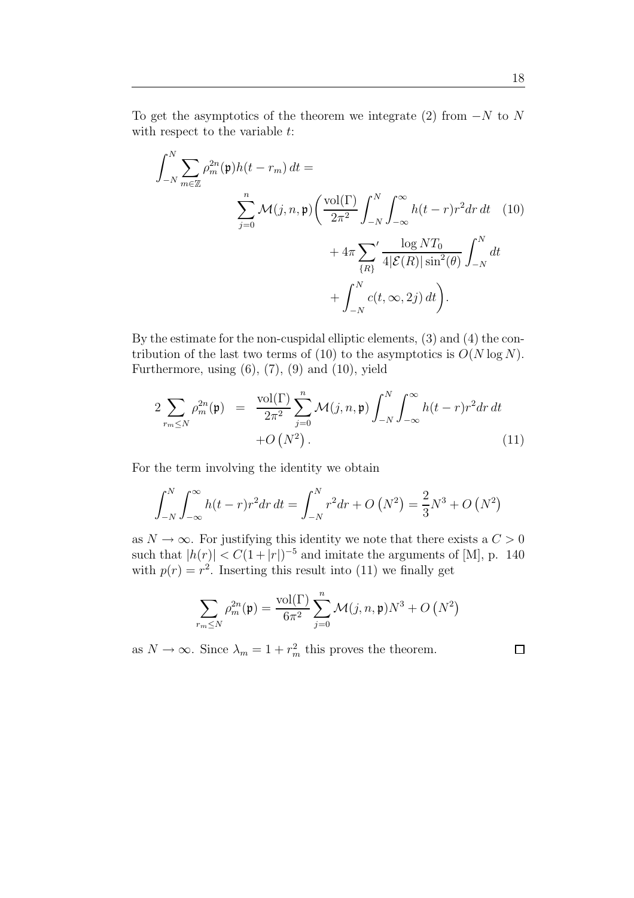To get the asymptotics of the theorem we integrate (2) from $-N$ to $N$ with respect to the variable $t$:

$$
\begin{aligned}
\int_{-N}^{N} \sum_{m\in\mathbb{Z}} \rho_m^{2n}(\mathfrak{p}) h(t-r_m)\, dt = \\
\sum_{j=0}^{n} \mathcal{M}(j,n,\mathfrak{p}) \bigg( \frac{\mathrm{vol}(\Gamma)}{2\pi^2} \int_{-N}^{N} \int_{-\infty}^{\infty} h(t-r) r^2 dr\, dt \\
+ 4\pi {\sum_{\{R\}}}' \frac{\log NT_0}{4|\mathcal{E}(R)| \sin^2(\theta)} \int_{-N}^{N} dt \\
+ \int_{-N}^{N} c(t,\infty,2j)\, dt \bigg).
\end{aligned} \tag{10}
$$

By the estimate for the non-cuspidal elliptic elements, (3) and (4) the contribution of the last two terms of (10) to the asymptotics is $O(N \log N)$. Furthermore, using (6), (7), (9) and (10), yield

$$
\begin{aligned}
2 \sum_{r_m \le N} \rho_m^{2n}(\mathfrak{p}) &= \frac{\mathrm{vol}(\Gamma)}{2\pi^2} \sum_{j=0}^{n} \mathcal{M}(j,n,\mathfrak{p}) \int_{-N}^{N} \int_{-\infty}^{\infty} h(t-r) r^2 dr\, dt \\
&\quad + O\left(N^2\right).
\end{aligned} \tag{11}
$$

For the term involving the identity we obtain

$$
\int_{-N}^{N} \int_{-\infty}^{\infty} h(t-r) r^2 dr\, dt = \int_{-N}^{N} r^2 dr + O\left(N^2\right) = \frac{2}{3} N^3 + O\left(N^2\right)
$$

as $N \to \infty$. For justifying this identity we note that there exists a $C > 0$ such that $|h(r)| < C(1+|r|)^{-5}$ and imitate the arguments of [M], p. 140 with $p(r) = r^2$. Inserting this result into (11) we finally get

$$
\sum_{r_m \le N} \rho_m^{2n}(\mathfrak{p}) = \frac{\mathrm{vol}(\Gamma)}{6\pi^2} \sum_{j=0}^{n} \mathcal{M}(j,n,\mathfrak{p}) N^3 + O\left(N^2\right)
$$

as $N \to \infty$. Since $\lambda_m = 1 + r_m^2$ this proves the theorem. $\square$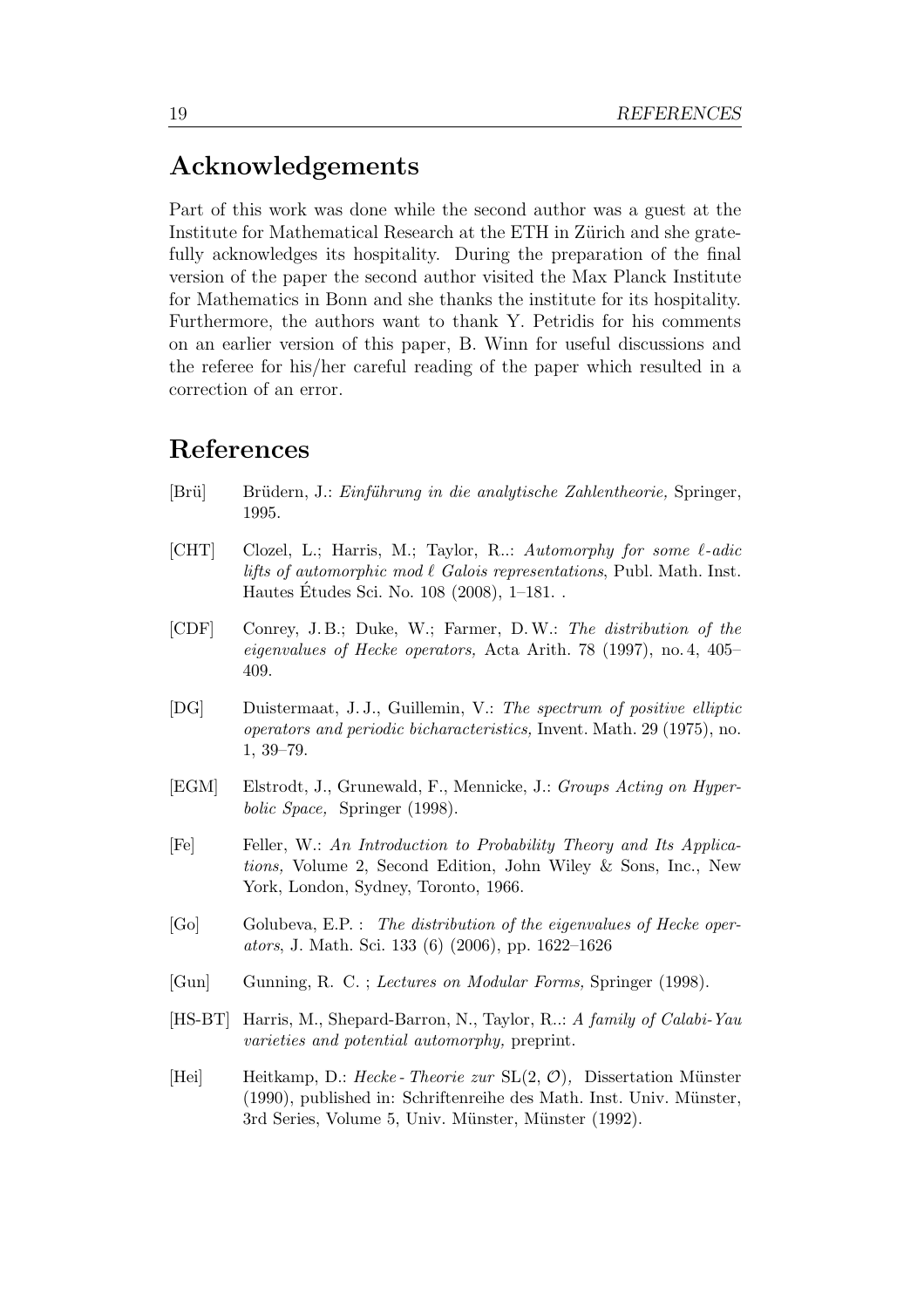## Acknowledgements

Part of this work was done while the second author was a guest at the Institute for Mathematical Research at the ETH in Zürich and she gratefully acknowledges its hospitality. During the preparation of the final version of the paper the second author visited the Max Planck Institute for Mathematics in Bonn and she thanks the institute for its hospitality. Furthermore, the authors want to thank Y. Petridis for his comments on an earlier version of this paper, B. Winn for useful discussions and the referee for his/her careful reading of the paper which resulted in a correction of an error.

## References

[Brü] Brüdern, J.: *Einführung in die analytische Zahlentheorie,* Springer, 1995.

[CHT] Clozel, L.; Harris, M.; Taylor, R..: *Automorphy for some $\ell$-adic lifts of automorphic mod $\ell$ Galois representations*, Publ. Math. Inst. Hautes Études Sci. No. 108 (2008), 1–181. .

[CDF] Conrey, J. B.; Duke, W.; Farmer, D. W.: *The distribution of the eigenvalues of Hecke operators,* Acta Arith. 78 (1997), no. 4, 405–409.

[DG] Duistermaat, J. J., Guillemin, V.: *The spectrum of positive elliptic operators and periodic bicharacteristics,* Invent. Math. 29 (1975), no. 1, 39–79.

[EGM] Elstrodt, J., Grunewald, F., Mennicke, J.: *Groups Acting on Hyperbolic Space,* Springer (1998).

[Fe] Feller, W.: *An Introduction to Probability Theory and Its Applications,* Volume 2, Second Edition, John Wiley & Sons, Inc., New York, London, Sydney, Toronto, 1966.

[Go] Golubeva, E.P. : *The distribution of the eigenvalues of Hecke operators*, J. Math. Sci. 133 (6) (2006), pp. 1622–1626

[Gun] Gunning, R. C. ; *Lectures on Modular Forms,* Springer (1998).

[HS-BT] Harris, M., Shepard-Barron, N., Taylor, R..: *A family of Calabi-Yau varieties and potential automorphy,* preprint.

[Hei] Heitkamp, D.: *Hecke - Theorie zur* $\mathrm{SL}(2, \mathcal{O})$*,* Dissertation Münster (1990), published in: Schriftenreihe des Math. Inst. Univ. Münster, 3rd Series, Volume 5, Univ. Münster, Münster (1992).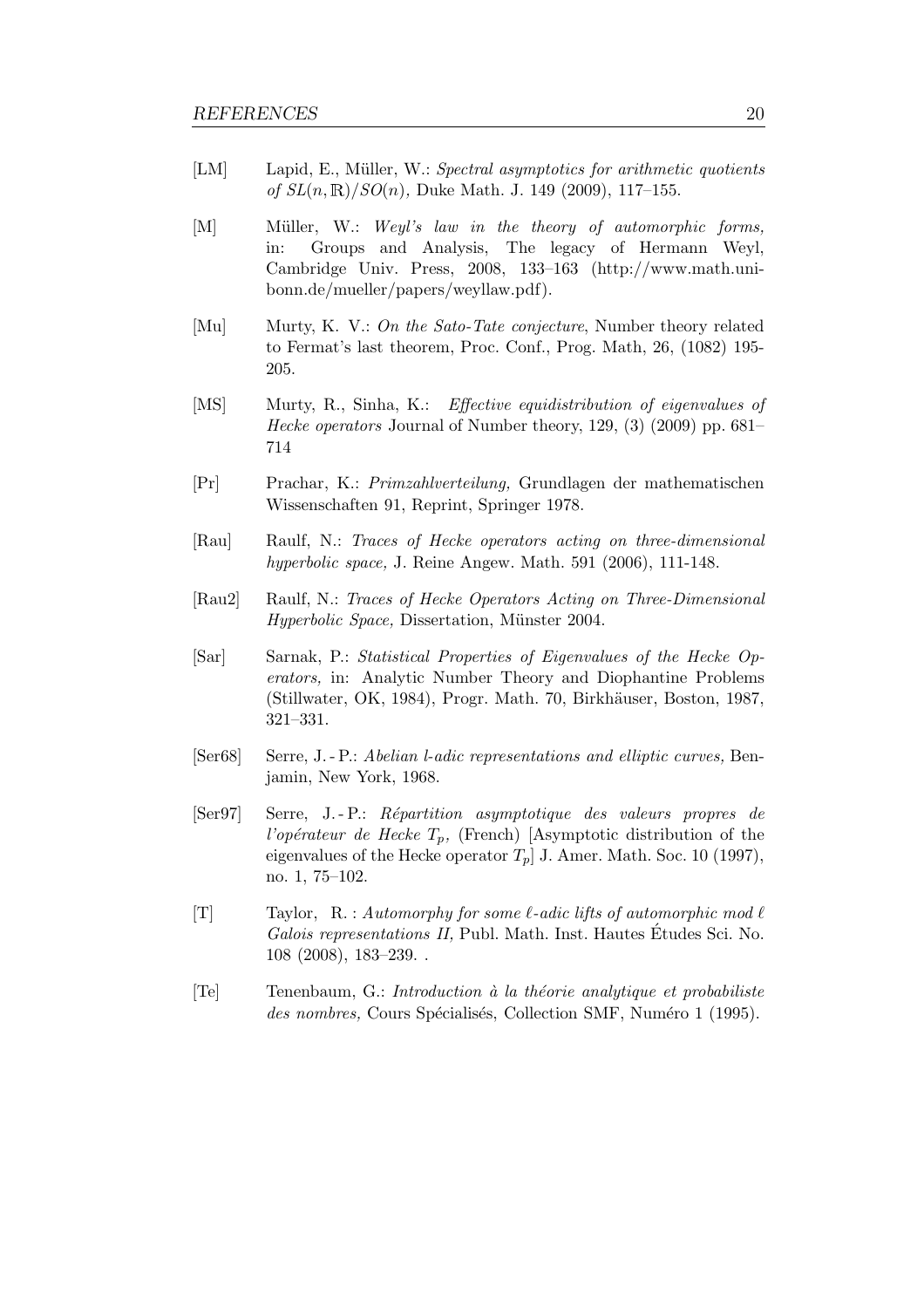[LM] Lapid, E., Müller, W.: *Spectral asymptotics for arithmetic quotients of $SL(n, \mathbb{R})/SO(n)$,* Duke Math. J. 149 (2009), 117–155.

[M] Müller, W.: *Weyl's law in the theory of automorphic forms,* in: Groups and Analysis, The legacy of Hermann Weyl, Cambridge Univ. Press, 2008, 133–163 (http://www.math.uni-bonn.de/mueller/papers/weyllaw.pdf).

[Mu] Murty, K. V.: *On the Sato-Tate conjecture*, Number theory related to Fermat's last theorem, Proc. Conf., Prog. Math, 26, (1082) 195-205.

[MS] Murty, R., Sinha, K.: *Effective equidistribution of eigenvalues of Hecke operators* Journal of Number theory, 129, (3) (2009) pp. 681–714

[Pr] Prachar, K.: *Primzahlverteilung,* Grundlagen der mathematischen Wissenschaften 91, Reprint, Springer 1978.

[Rau] Raulf, N.: *Traces of Hecke operators acting on three-dimensional hyperbolic space,* J. Reine Angew. Math. 591 (2006), 111-148.

[Rau2] Raulf, N.: *Traces of Hecke Operators Acting on Three-Dimensional Hyperbolic Space,* Dissertation, Münster 2004.

[Sar] Sarnak, P.: *Statistical Properties of Eigenvalues of the Hecke Operators,* in: Analytic Number Theory and Diophantine Problems (Stillwater, OK, 1984), Progr. Math. 70, Birkhäuser, Boston, 1987, 321–331.

[Ser68] Serre, J.-P.: *Abelian l-adic representations and elliptic curves,* Benjamin, New York, 1968.

[Ser97] Serre, J.-P.: *Répartition asymptotique des valeurs propres de l'opérateur de Hecke $T_p$,* (French) [Asymptotic distribution of the eigenvalues of the Hecke operator $T_p$] J. Amer. Math. Soc. 10 (1997), no. 1, 75–102.

[T] Taylor, R. : *Automorphy for some $\ell$-adic lifts of automorphic mod $\ell$ Galois representations II,* Publ. Math. Inst. Hautes Études Sci. No. 108 (2008), 183–239. .

[Te] Tenenbaum, G.: *Introduction à la théorie analytique et probabiliste des nombres,* Cours Spécialisés, Collection SMF, Numéro 1 (1995).